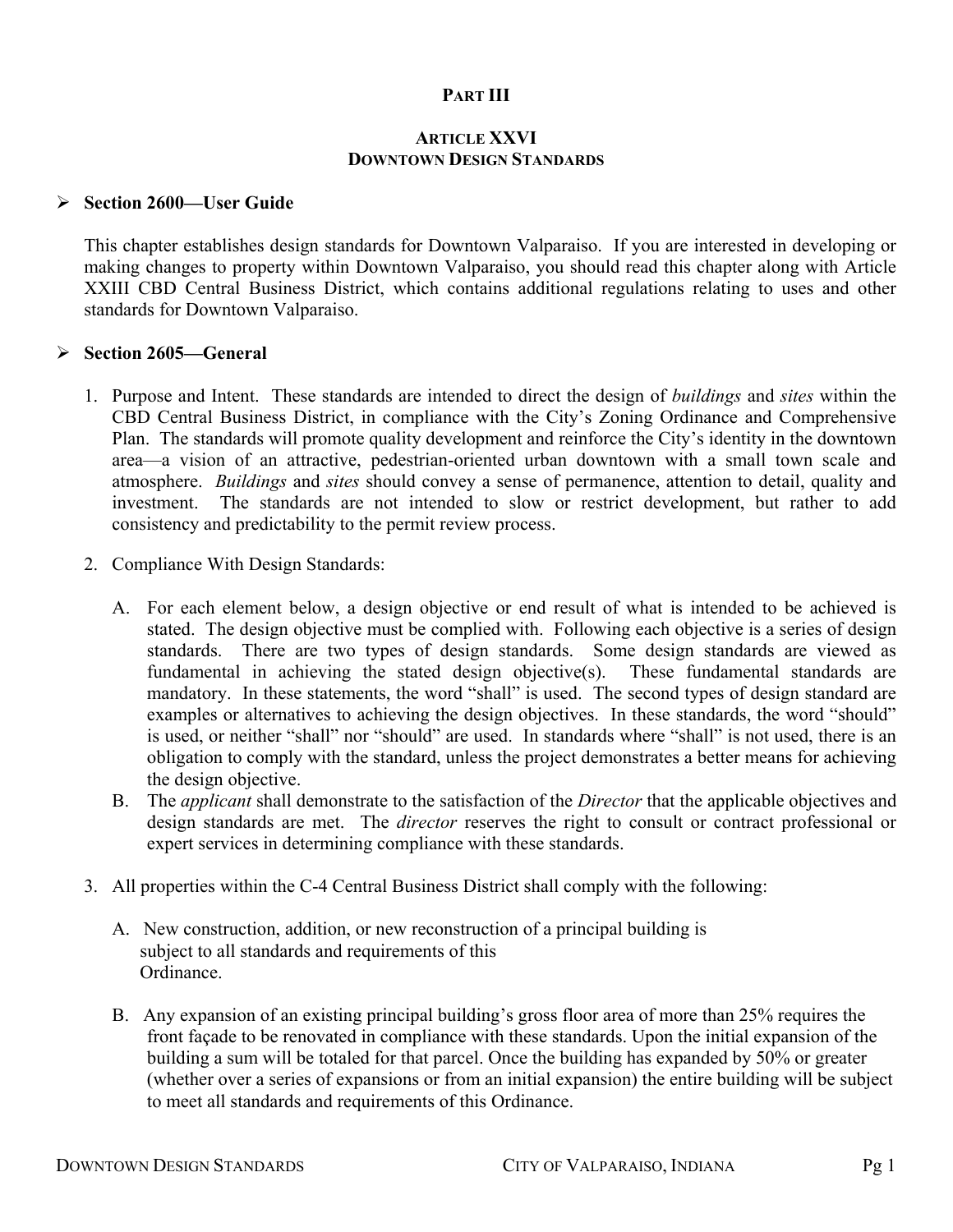# PART III

## ARTICLE XXVI
## DOWNTOWN DESIGN STANDARDS

### ➢ Section 2600—User Guide

This chapter establishes design standards for Downtown Valparaiso. If you are interested in developing or making changes to property within Downtown Valparaiso, you should read this chapter along with Article XXIII CBD Central Business District, which contains additional regulations relating to uses and other standards for Downtown Valparaiso.

### ➢ Section 2605—General

1. Purpose and Intent. These standards are intended to direct the design of *buildings* and *sites* within the CBD Central Business District, in compliance with the City's Zoning Ordinance and Comprehensive Plan. The standards will promote quality development and reinforce the City's identity in the downtown area—a vision of an attractive, pedestrian-oriented urban downtown with a small town scale and atmosphere. *Buildings* and *sites* should convey a sense of permanence, attention to detail, quality and investment. The standards are not intended to slow or restrict development, but rather to add consistency and predictability to the permit review process.

2. Compliance With Design Standards:

   A. For each element below, a design objective or end result of what is intended to be achieved is stated. The design objective must be complied with. Following each objective is a series of design standards. There are two types of design standards. Some design standards are viewed as fundamental in achieving the stated design objective(s). These fundamental standards are mandatory. In these statements, the word "shall" is used. The second types of design standard are examples or alternatives to achieving the design objectives. In these standards, the word "should" is used, or neither "shall" nor "should" are used. In standards where "shall" is not used, there is an obligation to comply with the standard, unless the project demonstrates a better means for achieving the design objective.

   B. The *applicant* shall demonstrate to the satisfaction of the *Director* that the applicable objectives and design standards are met. The *director* reserves the right to consult or contract professional or expert services in determining compliance with these standards.

3. All properties within the C-4 Central Business District shall comply with the following:

   A. New construction, addition, or new reconstruction of a principal building is subject to all standards and requirements of this Ordinance.

   B. Any expansion of an existing principal building's gross floor area of more than 25% requires the front façade to be renovated in compliance with these standards. Upon the initial expansion of the building a sum will be totaled for that parcel. Once the building has expanded by 50% or greater (whether over a series of expansions or from an initial expansion) the entire building will be subject to meet all standards and requirements of this Ordinance.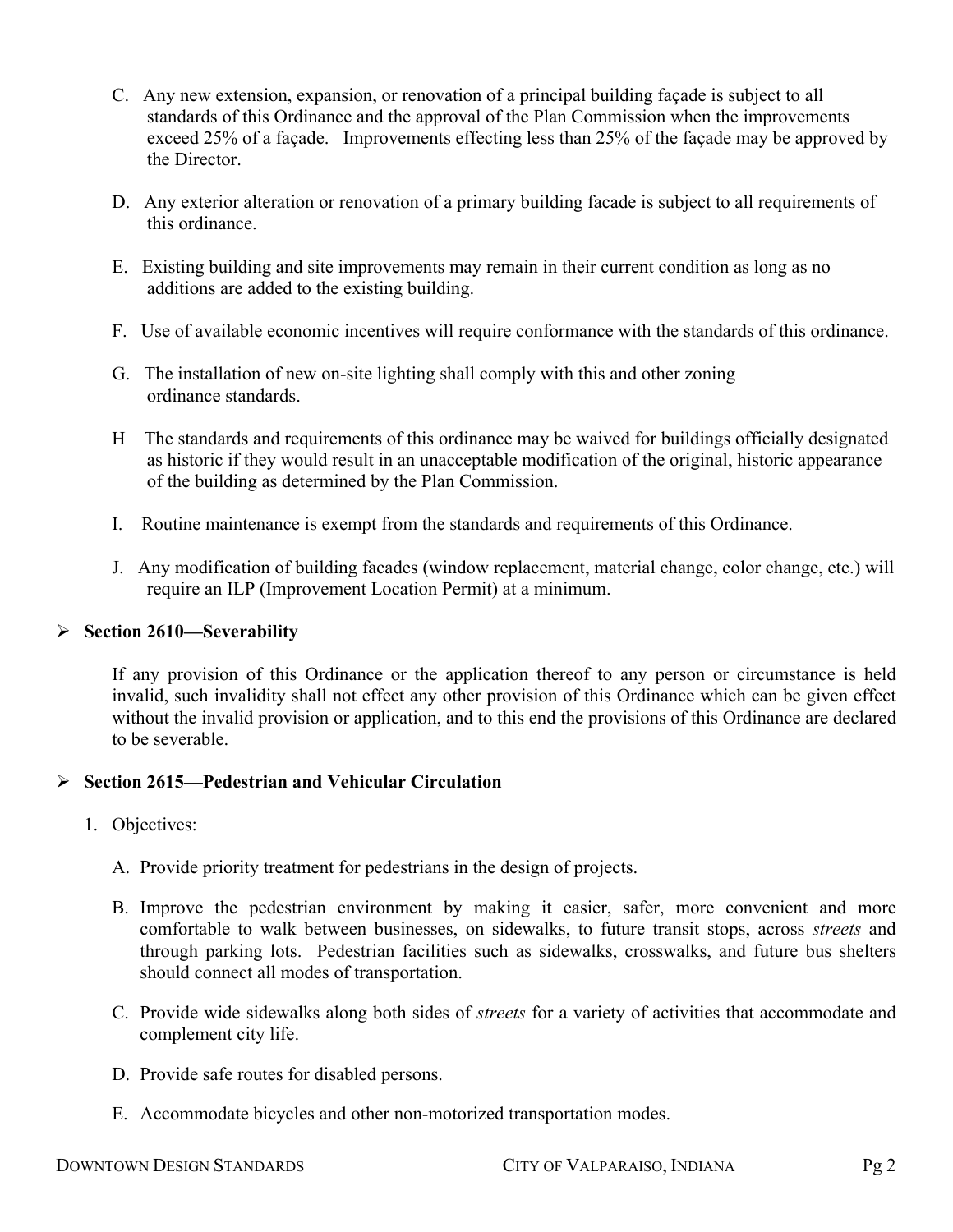C. Any new extension, expansion, or renovation of a principal building façade is subject to all standards of this Ordinance and the approval of the Plan Commission when the improvements exceed 25% of a façade. Improvements effecting less than 25% of the façade may be approved by the Director.

D. Any exterior alteration or renovation of a primary building facade is subject to all requirements of this ordinance.

E. Existing building and site improvements may remain in their current condition as long as no additions are added to the existing building.

F. Use of available economic incentives will require conformance with the standards of this ordinance.

G. The installation of new on-site lighting shall comply with this and other zoning ordinance standards.

H The standards and requirements of this ordinance may be waived for buildings officially designated as historic if they would result in an unacceptable modification of the original, historic appearance of the building as determined by the Plan Commission.

I. Routine maintenance is exempt from the standards and requirements of this Ordinance.

J. Any modification of building facades (window replacement, material change, color change, etc.) will require an ILP (Improvement Location Permit) at a minimum.

## Section 2610—Severability

If any provision of this Ordinance or the application thereof to any person or circumstance is held invalid, such invalidity shall not effect any other provision of this Ordinance which can be given effect without the invalid provision or application, and to this end the provisions of this Ordinance are declared to be severable.

## Section 2615—Pedestrian and Vehicular Circulation

1. Objectives:

A. Provide priority treatment for pedestrians in the design of projects.

B. Improve the pedestrian environment by making it easier, safer, more convenient and more comfortable to walk between businesses, on sidewalks, to future transit stops, across *streets* and through parking lots. Pedestrian facilities such as sidewalks, crosswalks, and future bus shelters should connect all modes of transportation.

C. Provide wide sidewalks along both sides of *streets* for a variety of activities that accommodate and complement city life.

D. Provide safe routes for disabled persons.

E. Accommodate bicycles and other non-motorized transportation modes.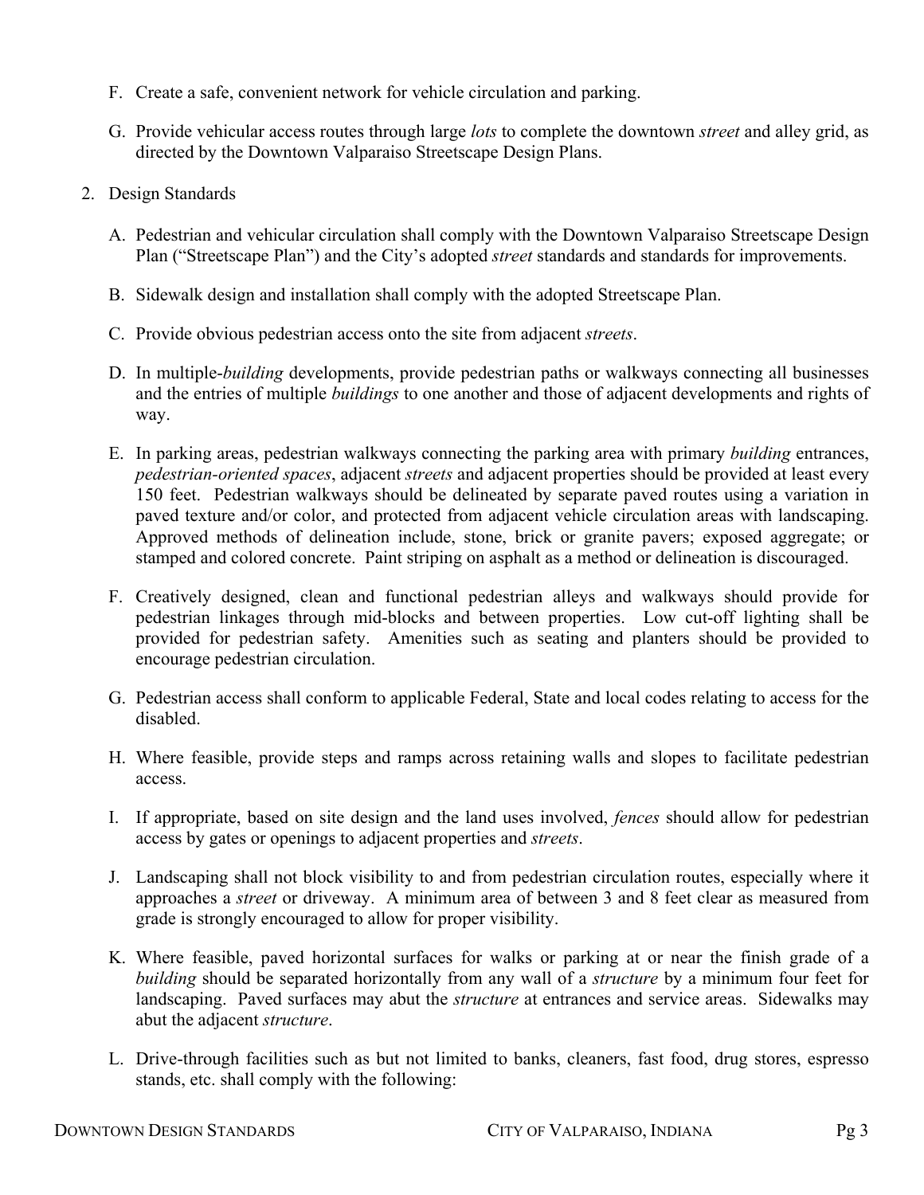F. Create a safe, convenient network for vehicle circulation and parking.

G. Provide vehicular access routes through large *lots* to complete the downtown *street* and alley grid, as directed by the Downtown Valparaiso Streetscape Design Plans.

2. Design Standards

A. Pedestrian and vehicular circulation shall comply with the Downtown Valparaiso Streetscape Design Plan ("Streetscape Plan") and the City's adopted *street* standards and standards for improvements.

B. Sidewalk design and installation shall comply with the adopted Streetscape Plan.

C. Provide obvious pedestrian access onto the site from adjacent *streets*.

D. In multiple-*building* developments, provide pedestrian paths or walkways connecting all businesses and the entries of multiple *buildings* to one another and those of adjacent developments and rights of way.

E. In parking areas, pedestrian walkways connecting the parking area with primary *building* entrances, *pedestrian-oriented spaces*, adjacent *streets* and adjacent properties should be provided at least every 150 feet. Pedestrian walkways should be delineated by separate paved routes using a variation in paved texture and/or color, and protected from adjacent vehicle circulation areas with landscaping. Approved methods of delineation include, stone, brick or granite pavers; exposed aggregate; or stamped and colored concrete. Paint striping on asphalt as a method or delineation is discouraged.

F. Creatively designed, clean and functional pedestrian alleys and walkways should provide for pedestrian linkages through mid-blocks and between properties. Low cut-off lighting shall be provided for pedestrian safety. Amenities such as seating and planters should be provided to encourage pedestrian circulation.

G. Pedestrian access shall conform to applicable Federal, State and local codes relating to access for the disabled.

H. Where feasible, provide steps and ramps across retaining walls and slopes to facilitate pedestrian access.

I. If appropriate, based on site design and the land uses involved, *fences* should allow for pedestrian access by gates or openings to adjacent properties and *streets*.

J. Landscaping shall not block visibility to and from pedestrian circulation routes, especially where it approaches a *street* or driveway. A minimum area of between 3 and 8 feet clear as measured from grade is strongly encouraged to allow for proper visibility.

K. Where feasible, paved horizontal surfaces for walks or parking at or near the finish grade of a *building* should be separated horizontally from any wall of a *structure* by a minimum four feet for landscaping. Paved surfaces may abut the *structure* at entrances and service areas. Sidewalks may abut the adjacent *structure*.

L. Drive-through facilities such as but not limited to banks, cleaners, fast food, drug stores, espresso stands, etc. shall comply with the following: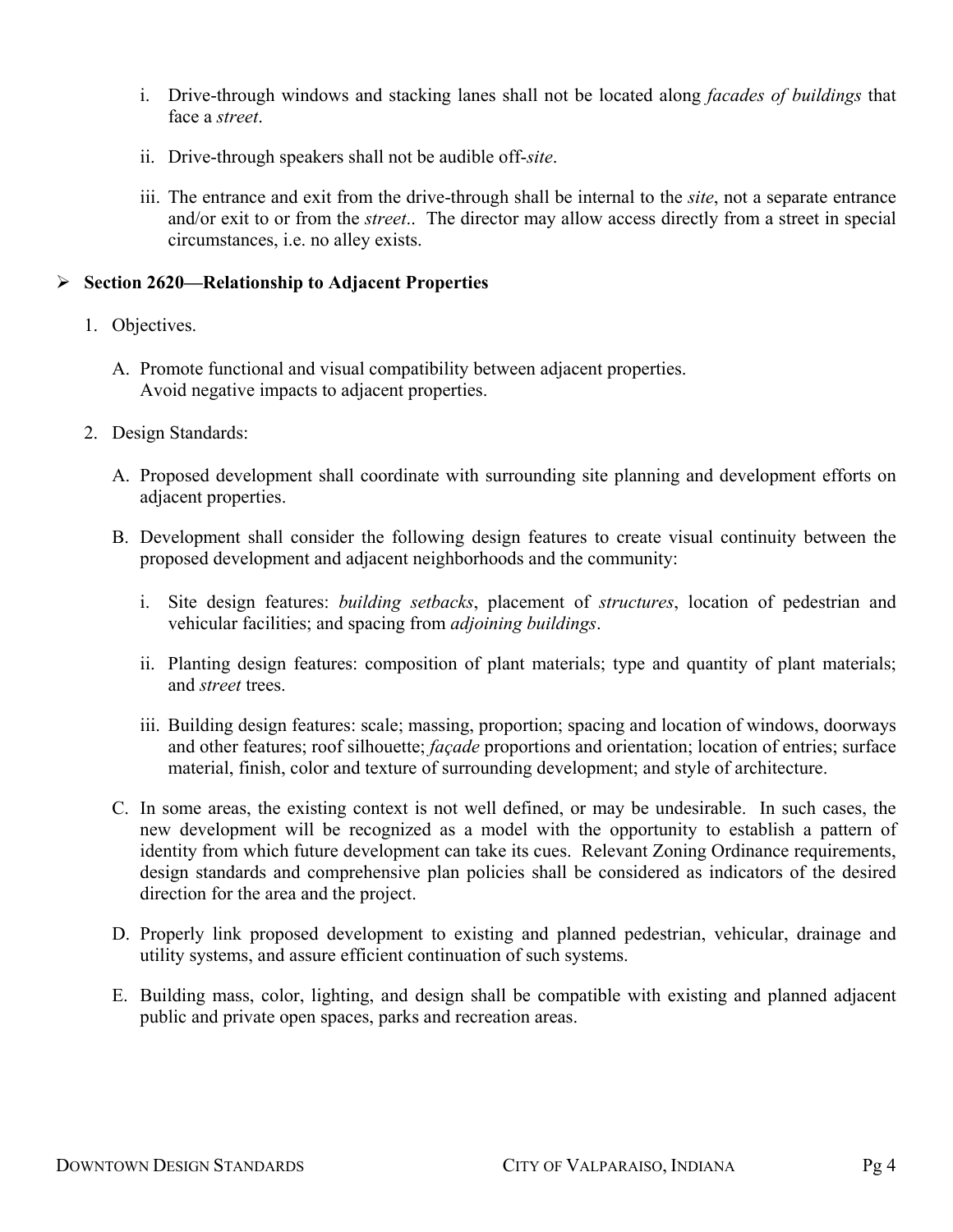i. Drive-through windows and stacking lanes shall not be located along *facades of buildings* that face a *street*.

ii. Drive-through speakers shall not be audible off-*site*.

iii. The entrance and exit from the drive-through shall be internal to the *site*, not a separate entrance and/or exit to or from the *street*.. The director may allow access directly from a street in special circumstances, i.e. no alley exists.

## Section 2620—Relationship to Adjacent Properties

1. Objectives.

   A. Promote functional and visual compatibility between adjacent properties.
   Avoid negative impacts to adjacent properties.

2. Design Standards:

   A. Proposed development shall coordinate with surrounding site planning and development efforts on adjacent properties.

   B. Development shall consider the following design features to create visual continuity between the proposed development and adjacent neighborhoods and the community:

      i. Site design features: *building setbacks*, placement of *structures*, location of pedestrian and vehicular facilities; and spacing from *adjoining buildings*.

      ii. Planting design features: composition of plant materials; type and quantity of plant materials; and *street* trees.

      iii. Building design features: scale; massing, proportion; spacing and location of windows, doorways and other features; roof silhouette; *façade* proportions and orientation; location of entries; surface material, finish, color and texture of surrounding development; and style of architecture.

   C. In some areas, the existing context is not well defined, or may be undesirable. In such cases, the new development will be recognized as a model with the opportunity to establish a pattern of identity from which future development can take its cues. Relevant Zoning Ordinance requirements, design standards and comprehensive plan policies shall be considered as indicators of the desired direction for the area and the project.

   D. Properly link proposed development to existing and planned pedestrian, vehicular, drainage and utility systems, and assure efficient continuation of such systems.

   E. Building mass, color, lighting, and design shall be compatible with existing and planned adjacent public and private open spaces, parks and recreation areas.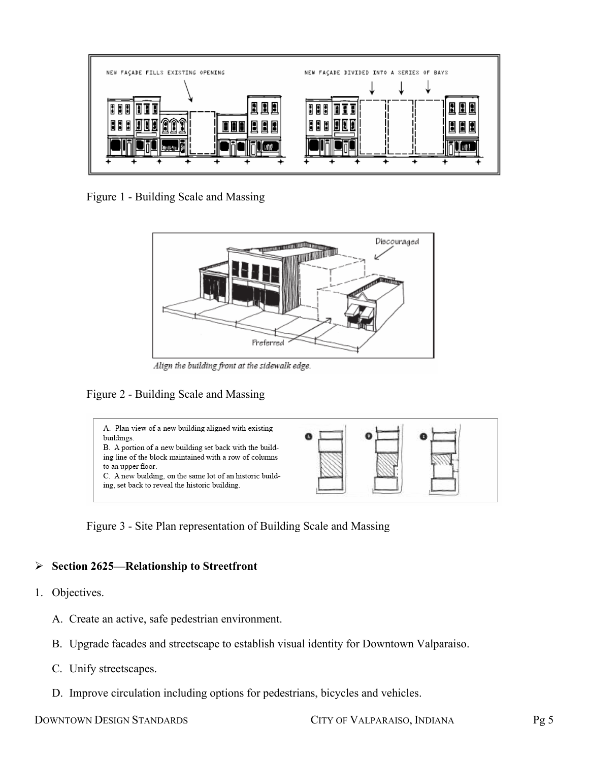NEW FAÇADE FILLS EXISTING OPENING

NEW FAÇADE DIVIDED INTO A SERIES OF BAYS

Figure 1 - Building Scale and Massing

Discouraged

Preferred

*Align the building front at the sidewalk edge.*

Figure 2 - Building Scale and Massing

A. Plan view of a new building aligned with existing buildings.
B. A portion of a new building set back with the building line of the block maintained with a row of columns to an upper floor.
C. A new building, on the same lot of an historic building, set back to reveal the historic building.

Figure 3 - Site Plan representation of Building Scale and Massing

- **Section 2625—Relationship to Streetfront**

1. Objectives.

   A. Create an active, safe pedestrian environment.

   B. Upgrade facades and streetscape to establish visual identity for Downtown Valparaiso.

   C. Unify streetscapes.

   D. Improve circulation including options for pedestrians, bicycles and vehicles.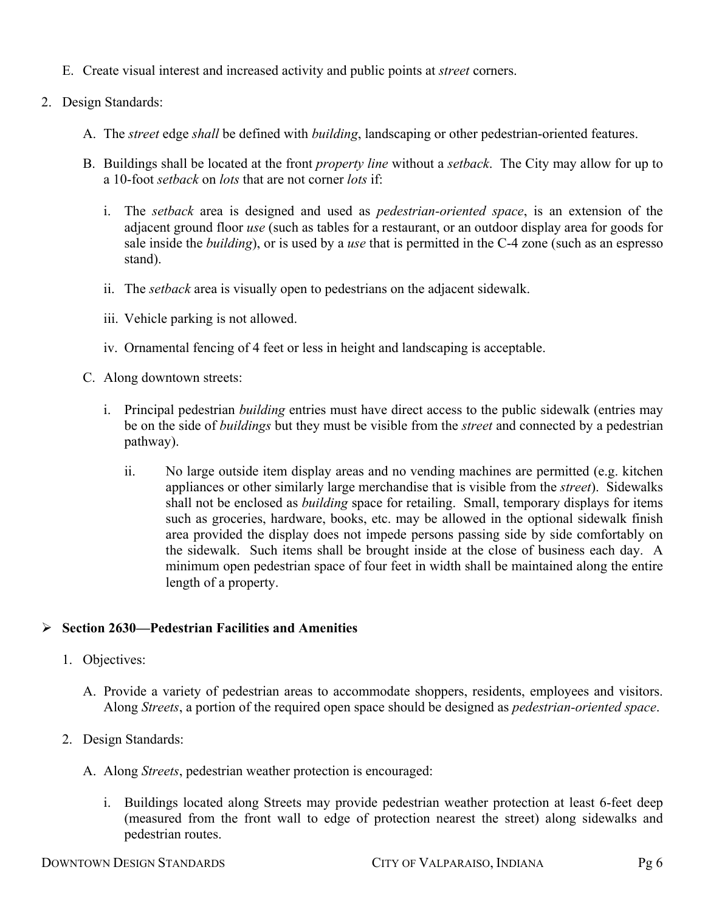E. Create visual interest and increased activity and public points at *street* corners.

2. Design Standards:

   A. The *street* edge *shall* be defined with *building*, landscaping or other pedestrian-oriented features.

   B. Buildings shall be located at the front *property line* without a *setback*. The City may allow for up to a 10-foot *setback* on *lots* that are not corner *lots* if:

      i. The *setback* area is designed and used as *pedestrian-oriented space*, is an extension of the adjacent ground floor *use* (such as tables for a restaurant, or an outdoor display area for goods for sale inside the *building*), or is used by a *use* that is permitted in the C-4 zone (such as an espresso stand).

      ii. The *setback* area is visually open to pedestrians on the adjacent sidewalk.

      iii. Vehicle parking is not allowed.

      iv. Ornamental fencing of 4 feet or less in height and landscaping is acceptable.

   C. Along downtown streets:

      i. Principal pedestrian *building* entries must have direct access to the public sidewalk (entries may be on the side of *buildings* but they must be visible from the *street* and connected by a pedestrian pathway).

      ii. No large outside item display areas and no vending machines are permitted (e.g. kitchen appliances or other similarly large merchandise that is visible from the *street*). Sidewalks shall not be enclosed as *building* space for retailing. Small, temporary displays for items such as groceries, hardware, books, etc. may be allowed in the optional sidewalk finish area provided the display does not impede persons passing side by side comfortably on the sidewalk. Such items shall be brought inside at the close of business each day. A minimum open pedestrian space of four feet in width shall be maintained along the entire length of a property.

## Section 2630—Pedestrian Facilities and Amenities

1. Objectives:

   A. Provide a variety of pedestrian areas to accommodate shoppers, residents, employees and visitors. Along *Streets*, a portion of the required open space should be designed as *pedestrian-oriented space*.

2. Design Standards:

   A. Along *Streets*, pedestrian weather protection is encouraged:

      i. Buildings located along Streets may provide pedestrian weather protection at least 6-feet deep (measured from the front wall to edge of protection nearest the street) along sidewalks and pedestrian routes.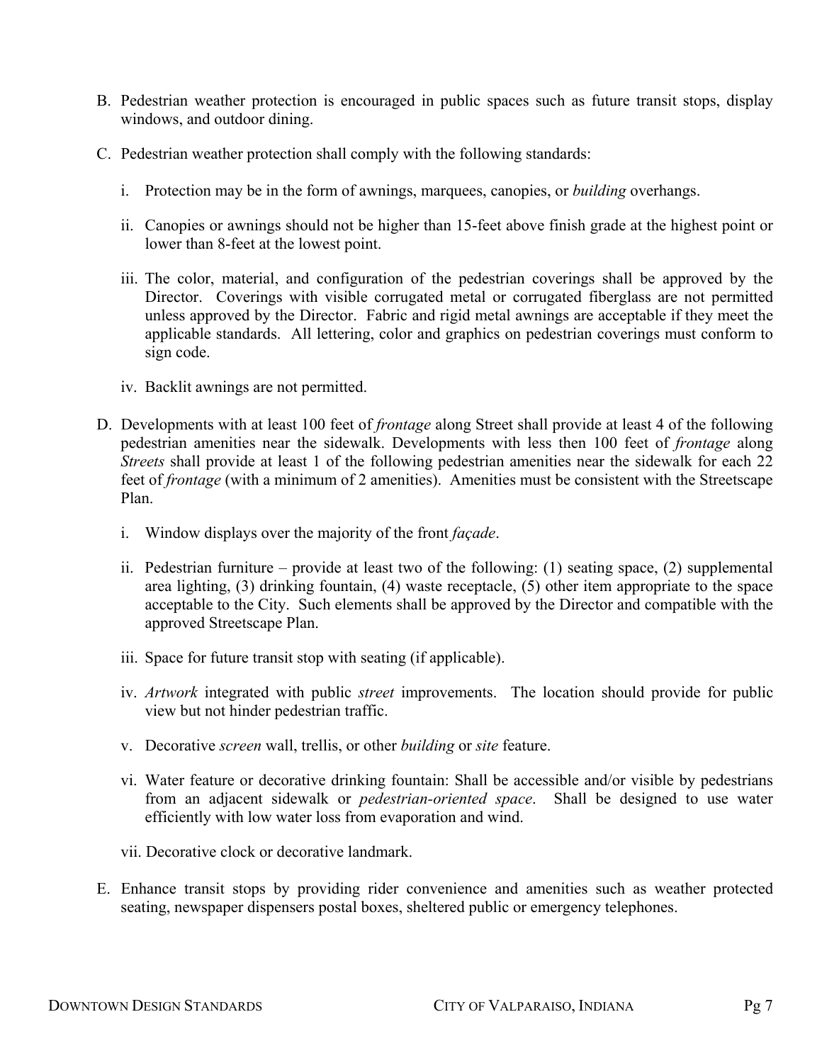B. Pedestrian weather protection is encouraged in public spaces such as future transit stops, display windows, and outdoor dining.

C. Pedestrian weather protection shall comply with the following standards:

   i. Protection may be in the form of awnings, marquees, canopies, or *building* overhangs.

   ii. Canopies or awnings should not be higher than 15-feet above finish grade at the highest point or lower than 8-feet at the lowest point.

   iii. The color, material, and configuration of the pedestrian coverings shall be approved by the Director. Coverings with visible corrugated metal or corrugated fiberglass are not permitted unless approved by the Director. Fabric and rigid metal awnings are acceptable if they meet the applicable standards. All lettering, color and graphics on pedestrian coverings must conform to sign code.

   iv. Backlit awnings are not permitted.

D. Developments with at least 100 feet of *frontage* along Street shall provide at least 4 of the following pedestrian amenities near the sidewalk. Developments with less then 100 feet of *frontage* along *Streets* shall provide at least 1 of the following pedestrian amenities near the sidewalk for each 22 feet of *frontage* (with a minimum of 2 amenities). Amenities must be consistent with the Streetscape Plan.

   i. Window displays over the majority of the front *façade*.

   ii. Pedestrian furniture – provide at least two of the following: (1) seating space, (2) supplemental area lighting, (3) drinking fountain, (4) waste receptacle, (5) other item appropriate to the space acceptable to the City. Such elements shall be approved by the Director and compatible with the approved Streetscape Plan.

   iii. Space for future transit stop with seating (if applicable).

   iv. *Artwork* integrated with public *street* improvements. The location should provide for public view but not hinder pedestrian traffic.

   v. Decorative *screen* wall, trellis, or other *building* or *site* feature.

   vi. Water feature or decorative drinking fountain: Shall be accessible and/or visible by pedestrians from an adjacent sidewalk or *pedestrian-oriented space*. Shall be designed to use water efficiently with low water loss from evaporation and wind.

   vii. Decorative clock or decorative landmark.

E. Enhance transit stops by providing rider convenience and amenities such as weather protected seating, newspaper dispensers postal boxes, sheltered public or emergency telephones.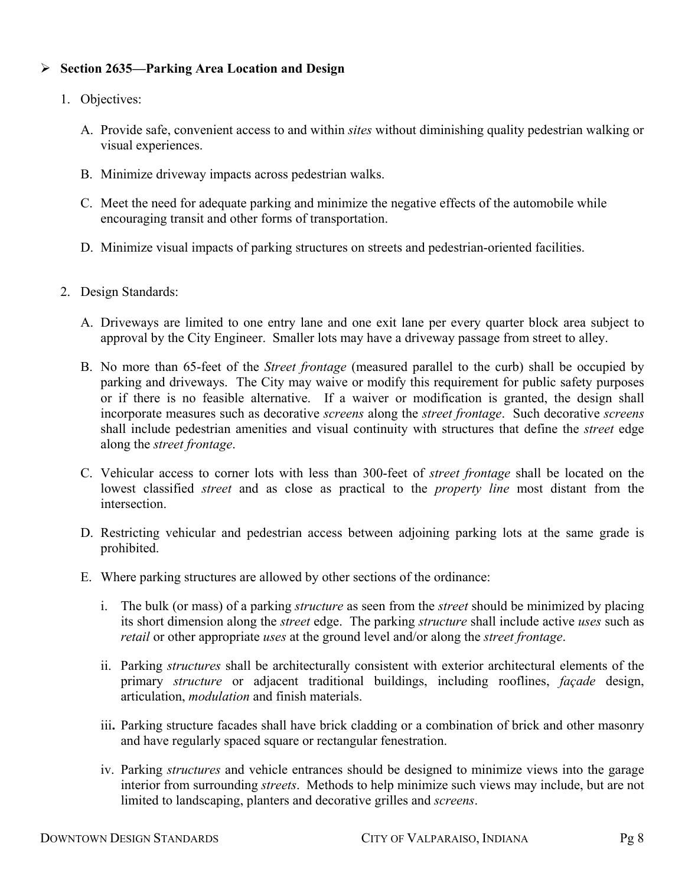## Section 2635—Parking Area Location and Design

1. Objectives:

   A. Provide safe, convenient access to and within *sites* without diminishing quality pedestrian walking or visual experiences.

   B. Minimize driveway impacts across pedestrian walks.

   C. Meet the need for adequate parking and minimize the negative effects of the automobile while encouraging transit and other forms of transportation.

   D. Minimize visual impacts of parking structures on streets and pedestrian-oriented facilities.

2. Design Standards:

   A. Driveways are limited to one entry lane and one exit lane per every quarter block area subject to approval by the City Engineer. Smaller lots may have a driveway passage from street to alley.

   B. No more than 65-feet of the *Street frontage* (measured parallel to the curb) shall be occupied by parking and driveways. The City may waive or modify this requirement for public safety purposes or if there is no feasible alternative. If a waiver or modification is granted, the design shall incorporate measures such as decorative *screens* along the *street frontage*. Such decorative *screens* shall include pedestrian amenities and visual continuity with structures that define the *street* edge along the *street frontage*.

   C. Vehicular access to corner lots with less than 300-feet of *street frontage* shall be located on the lowest classified *street* and as close as practical to the *property line* most distant from the intersection.

   D. Restricting vehicular and pedestrian access between adjoining parking lots at the same grade is prohibited.

   E. Where parking structures are allowed by other sections of the ordinance:

      i. The bulk (or mass) of a parking *structure* as seen from the *street* should be minimized by placing its short dimension along the *street* edge. The parking *structure* shall include active *uses* such as *retail* or other appropriate *uses* at the ground level and/or along the *street frontage*.

      ii. Parking *structures* shall be architecturally consistent with exterior architectural elements of the primary *structure* or adjacent traditional buildings, including rooflines, *façade* design, articulation, *modulation* and finish materials.

      iii. Parking structure facades shall have brick cladding or a combination of brick and other masonry and have regularly spaced square or rectangular fenestration.

      iv. Parking *structures* and vehicle entrances should be designed to minimize views into the garage interior from surrounding *streets*. Methods to help minimize such views may include, but are not limited to landscaping, planters and decorative grilles and *screens*.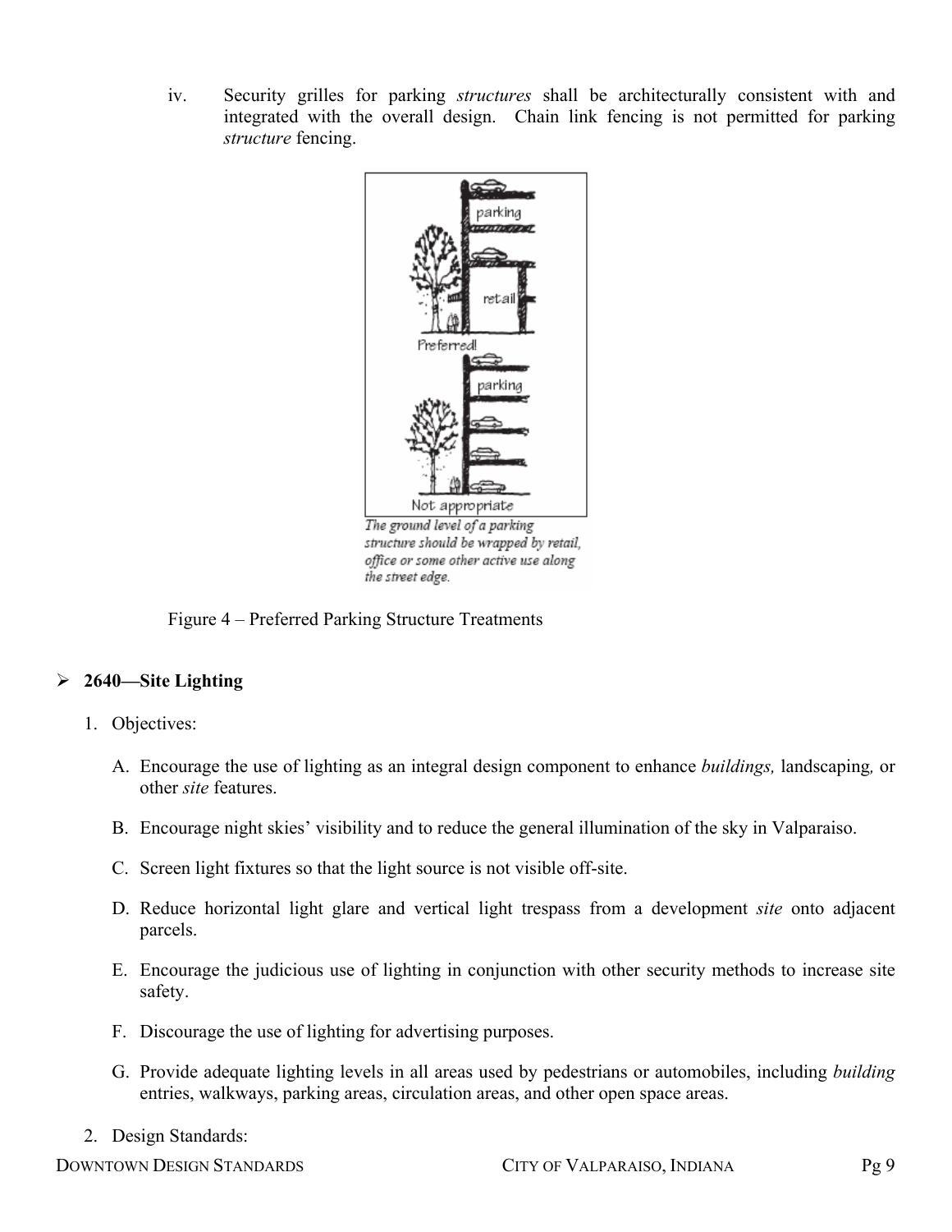iv. Security grilles for parking *structures* shall be architecturally consistent with and integrated with the overall design. Chain link fencing is not permitted for parking *structure* fencing.

*The ground level of a parking structure should be wrapped by retail, office or some other active use along the street edge.*

Figure 4 – Preferred Parking Structure Treatments

## 2640—Site Lighting

1. Objectives:

   A. Encourage the use of lighting as an integral design component to enhance *buildings,* landscaping*,* or other *site* features.

   B. Encourage night skies' visibility and to reduce the general illumination of the sky in Valparaiso.

   C. Screen light fixtures so that the light source is not visible off-site.

   D. Reduce horizontal light glare and vertical light trespass from a development *site* onto adjacent parcels.

   E. Encourage the judicious use of lighting in conjunction with other security methods to increase site safety.

   F. Discourage the use of lighting for advertising purposes.

   G. Provide adequate lighting levels in all areas used by pedestrians or automobiles, including *building* entries, walkways, parking areas, circulation areas, and other open space areas.

2. Design Standards: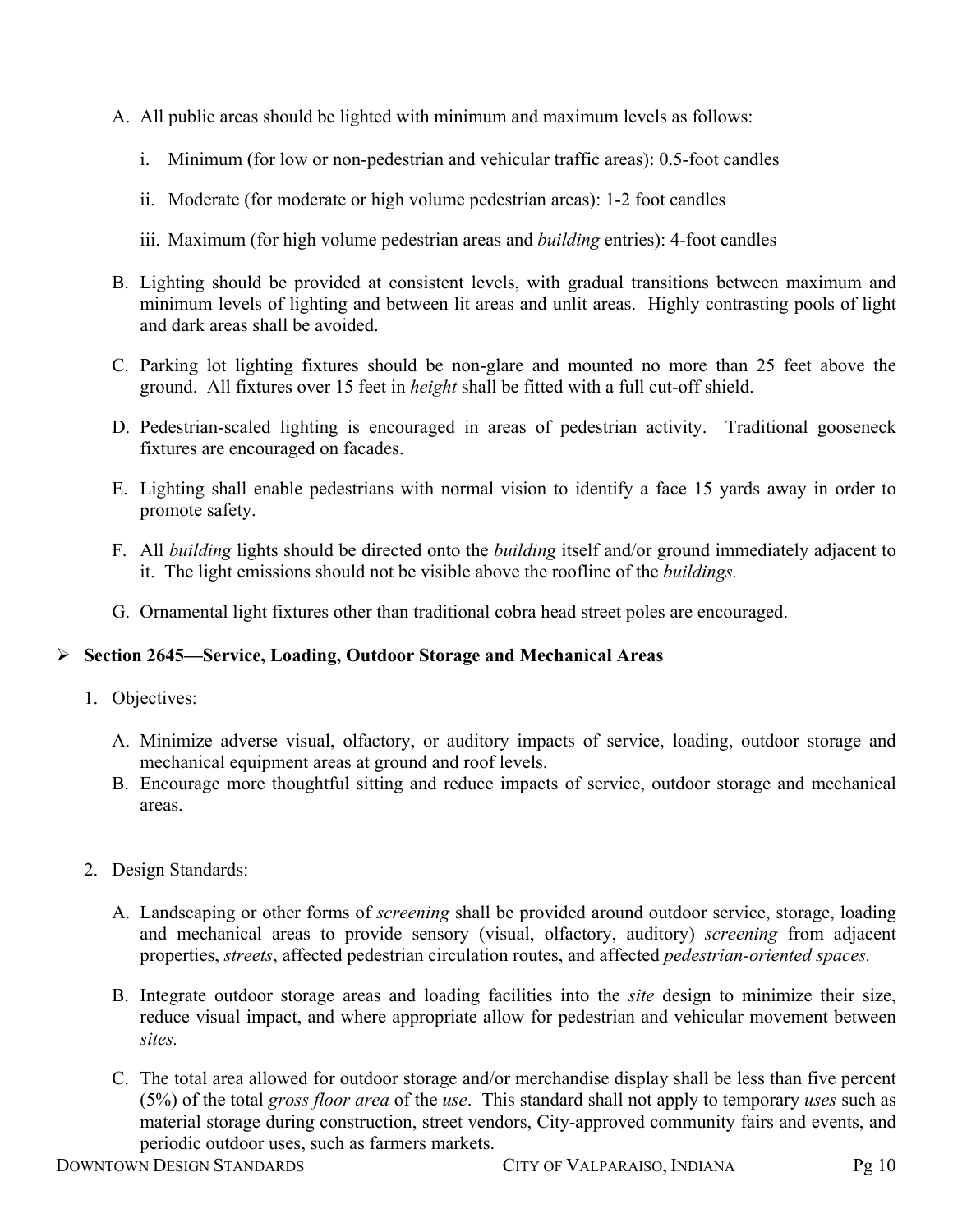A. All public areas should be lighted with minimum and maximum levels as follows:

   i. Minimum (for low or non-pedestrian and vehicular traffic areas): 0.5-foot candles

   ii. Moderate (for moderate or high volume pedestrian areas): 1-2 foot candles

   iii. Maximum (for high volume pedestrian areas and *building* entries): 4-foot candles

B. Lighting should be provided at consistent levels, with gradual transitions between maximum and minimum levels of lighting and between lit areas and unlit areas. Highly contrasting pools of light and dark areas shall be avoided.

C. Parking lot lighting fixtures should be non-glare and mounted no more than 25 feet above the ground. All fixtures over 15 feet in *height* shall be fitted with a full cut-off shield.

D. Pedestrian-scaled lighting is encouraged in areas of pedestrian activity. Traditional gooseneck fixtures are encouraged on facades.

E. Lighting shall enable pedestrians with normal vision to identify a face 15 yards away in order to promote safety.

F. All *building* lights should be directed onto the *building* itself and/or ground immediately adjacent to it. The light emissions should not be visible above the roofline of the *buildings.*

G. Ornamental light fixtures other than traditional cobra head street poles are encouraged.

## Section 2645—Service, Loading, Outdoor Storage and Mechanical Areas

1. Objectives:

   A. Minimize adverse visual, olfactory, or auditory impacts of service, loading, outdoor storage and mechanical equipment areas at ground and roof levels.
   B. Encourage more thoughtful sitting and reduce impacts of service, outdoor storage and mechanical areas.

2. Design Standards:

   A. Landscaping or other forms of *screening* shall be provided around outdoor service, storage, loading and mechanical areas to provide sensory (visual, olfactory, auditory) *screening* from adjacent properties, *streets*, affected pedestrian circulation routes, and affected *pedestrian-oriented spaces.*

   B. Integrate outdoor storage areas and loading facilities into the *site* design to minimize their size, reduce visual impact, and where appropriate allow for pedestrian and vehicular movement between *sites.*

   C. The total area allowed for outdoor storage and/or merchandise display shall be less than five percent (5%) of the total *gross floor area* of the *use*. This standard shall not apply to temporary *uses* such as material storage during construction, street vendors, City-approved community fairs and events, and periodic outdoor uses, such as farmers markets.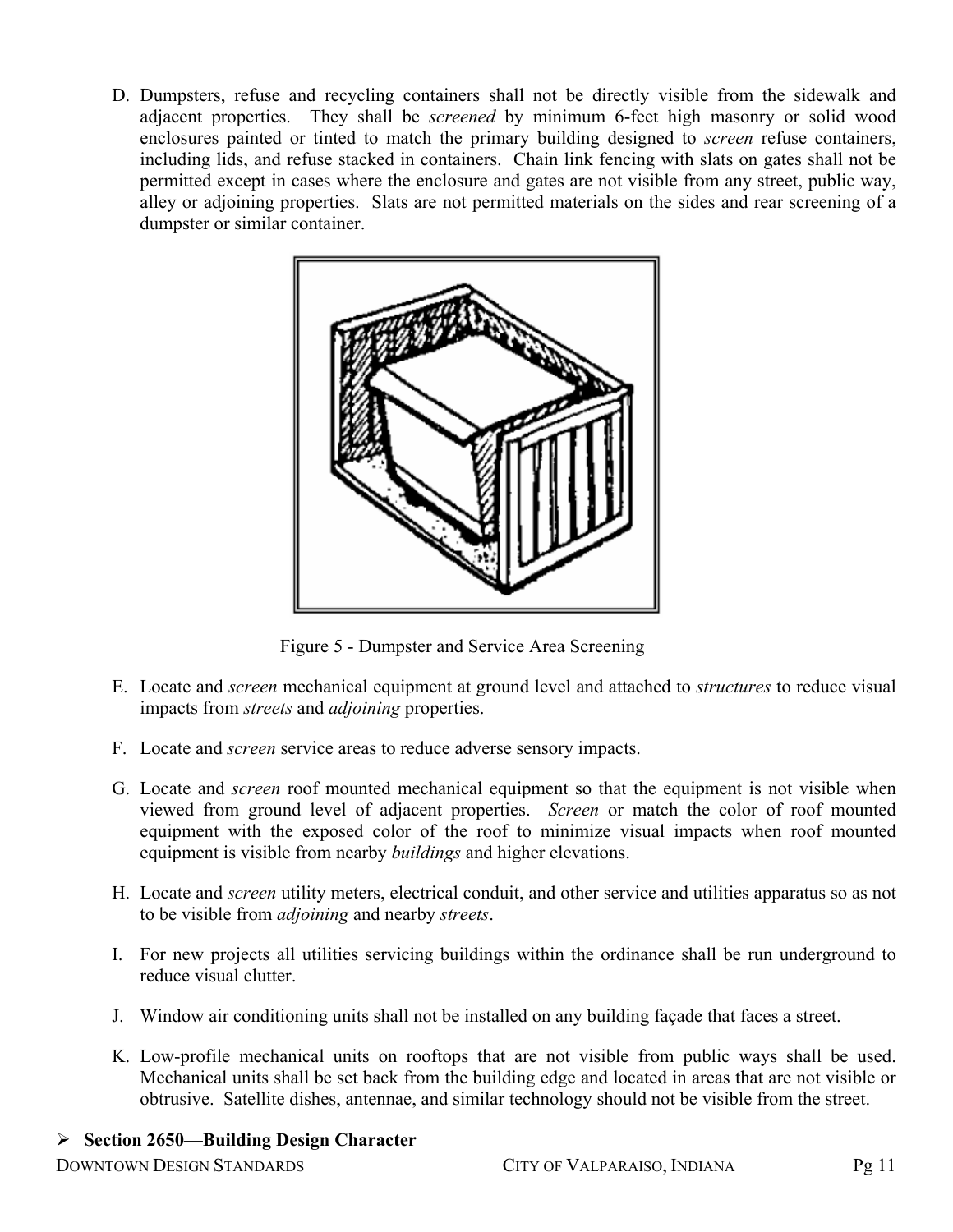D. Dumpsters, refuse and recycling containers shall not be directly visible from the sidewalk and adjacent properties. They shall be *screened* by minimum 6-feet high masonry or solid wood enclosures painted or tinted to match the primary building designed to *screen* refuse containers, including lids, and refuse stacked in containers. Chain link fencing with slats on gates shall not be permitted except in cases where the enclosure and gates are not visible from any street, public way, alley or adjoining properties. Slats are not permitted materials on the sides and rear screening of a dumpster or similar container.

Figure 5 - Dumpster and Service Area Screening

E. Locate and *screen* mechanical equipment at ground level and attached to *structures* to reduce visual impacts from *streets* and *adjoining* properties.

F. Locate and *screen* service areas to reduce adverse sensory impacts.

G. Locate and *screen* roof mounted mechanical equipment so that the equipment is not visible when viewed from ground level of adjacent properties. *Screen* or match the color of roof mounted equipment with the exposed color of the roof to minimize visual impacts when roof mounted equipment is visible from nearby *buildings* and higher elevations.

H. Locate and *screen* utility meters, electrical conduit, and other service and utilities apparatus so as not to be visible from *adjoining* and nearby *streets*.

I. For new projects all utilities servicing buildings within the ordinance shall be run underground to reduce visual clutter.

J. Window air conditioning units shall not be installed on any building façade that faces a street.

K. Low-profile mechanical units on rooftops that are not visible from public ways shall be used. Mechanical units shall be set back from the building edge and located in areas that are not visible or obtrusive. Satellite dishes, antennae, and similar technology should not be visible from the street.

- **Section 2650—Building Design Character**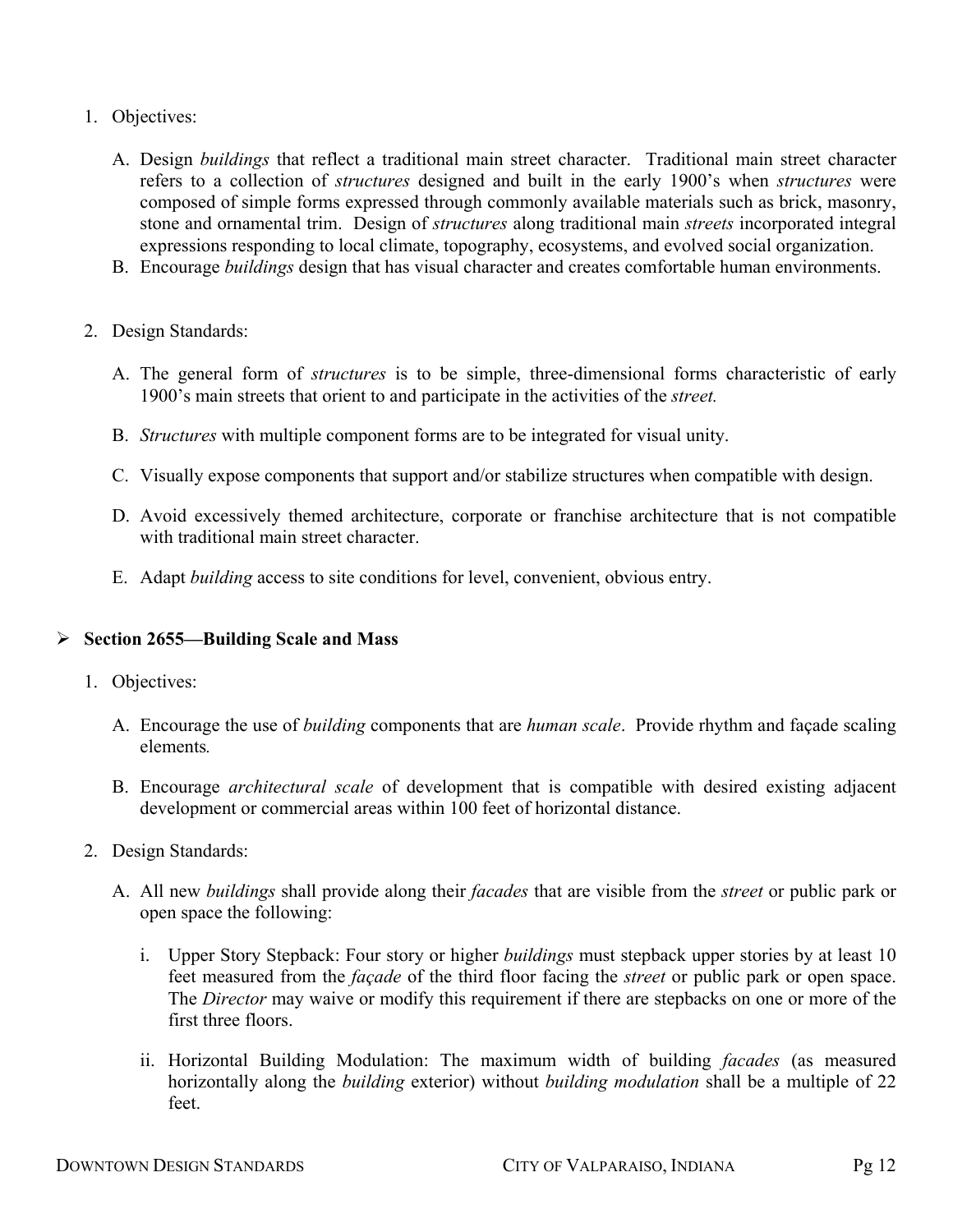1. Objectives:

   A. Design *buildings* that reflect a traditional main street character. Traditional main street character refers to a collection of *structures* designed and built in the early 1900's when *structures* were composed of simple forms expressed through commonly available materials such as brick, masonry, stone and ornamental trim. Design of *structures* along traditional main *streets* incorporated integral expressions responding to local climate, topography, ecosystems, and evolved social organization.
   B. Encourage *buildings* design that has visual character and creates comfortable human environments.

2. Design Standards:

   A. The general form of *structures* is to be simple, three-dimensional forms characteristic of early 1900's main streets that orient to and participate in the activities of the *street.*

   B. *Structures* with multiple component forms are to be integrated for visual unity.

   C. Visually expose components that support and/or stabilize structures when compatible with design.

   D. Avoid excessively themed architecture, corporate or franchise architecture that is not compatible with traditional main street character.

   E. Adapt *building* access to site conditions for level, convenient, obvious entry.

## Section 2655—Building Scale and Mass

1. Objectives:

   A. Encourage the use of *building* components that are *human scale*. Provide rhythm and façade scaling elements*.*

   B. Encourage *architectural scale* of development that is compatible with desired existing adjacent development or commercial areas within 100 feet of horizontal distance.

2. Design Standards:

   A. All new *buildings* shall provide along their *facades* that are visible from the *street* or public park or open space the following:

      i. Upper Story Stepback: Four story or higher *buildings* must stepback upper stories by at least 10 feet measured from the *façade* of the third floor facing the *street* or public park or open space. The *Director* may waive or modify this requirement if there are stepbacks on one or more of the first three floors.

      ii. Horizontal Building Modulation: The maximum width of building *facades* (as measured horizontally along the *building* exterior) without *building modulation* shall be a multiple of 22 feet.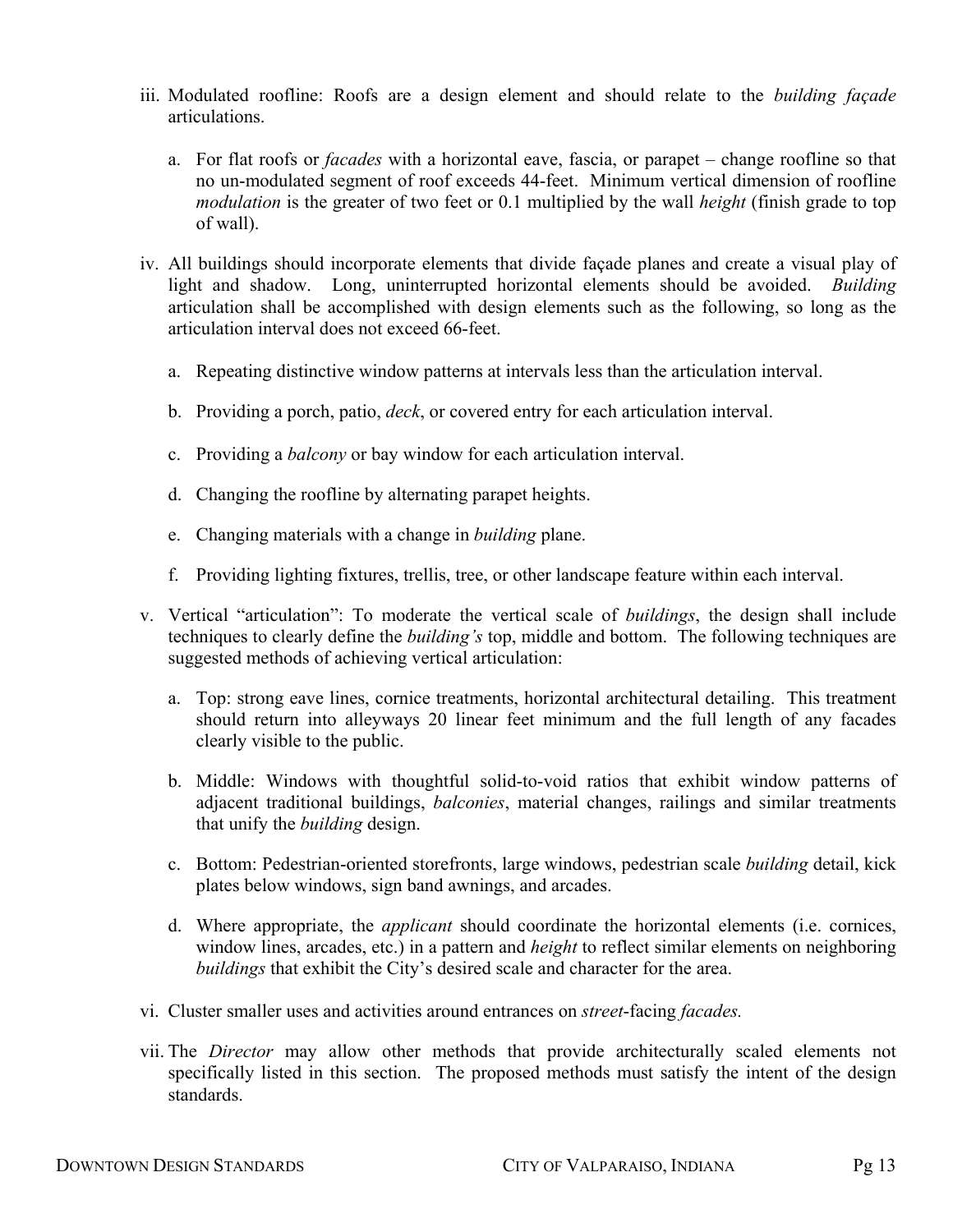iii. Modulated roofline: Roofs are a design element and should relate to the *building façade* articulations.

   a. For flat roofs or *facades* with a horizontal eave, fascia, or parapet – change roofline so that no un-modulated segment of roof exceeds 44-feet. Minimum vertical dimension of roofline *modulation* is the greater of two feet or 0.1 multiplied by the wall *height* (finish grade to top of wall).

iv. All buildings should incorporate elements that divide façade planes and create a visual play of light and shadow. Long, uninterrupted horizontal elements should be avoided. *Building* articulation shall be accomplished with design elements such as the following, so long as the articulation interval does not exceed 66-feet.

   a. Repeating distinctive window patterns at intervals less than the articulation interval.

   b. Providing a porch, patio, *deck*, or covered entry for each articulation interval.

   c. Providing a *balcony* or bay window for each articulation interval.

   d. Changing the roofline by alternating parapet heights.

   e. Changing materials with a change in *building* plane.

   f. Providing lighting fixtures, trellis, tree, or other landscape feature within each interval.

v. Vertical "articulation": To moderate the vertical scale of *buildings*, the design shall include techniques to clearly define the *building's* top, middle and bottom. The following techniques are suggested methods of achieving vertical articulation:

   a. Top: strong eave lines, cornice treatments, horizontal architectural detailing. This treatment should return into alleyways 20 linear feet minimum and the full length of any facades clearly visible to the public.

   b. Middle: Windows with thoughtful solid-to-void ratios that exhibit window patterns of adjacent traditional buildings, *balconies*, material changes, railings and similar treatments that unify the *building* design.

   c. Bottom: Pedestrian-oriented storefronts, large windows, pedestrian scale *building* detail, kick plates below windows, sign band awnings, and arcades.

   d. Where appropriate, the *applicant* should coordinate the horizontal elements (i.e. cornices, window lines, arcades, etc.) in a pattern and *height* to reflect similar elements on neighboring *buildings* that exhibit the City's desired scale and character for the area.

vi. Cluster smaller uses and activities around entrances on *street*-facing *facades.*

vii. The *Director* may allow other methods that provide architecturally scaled elements not specifically listed in this section. The proposed methods must satisfy the intent of the design standards.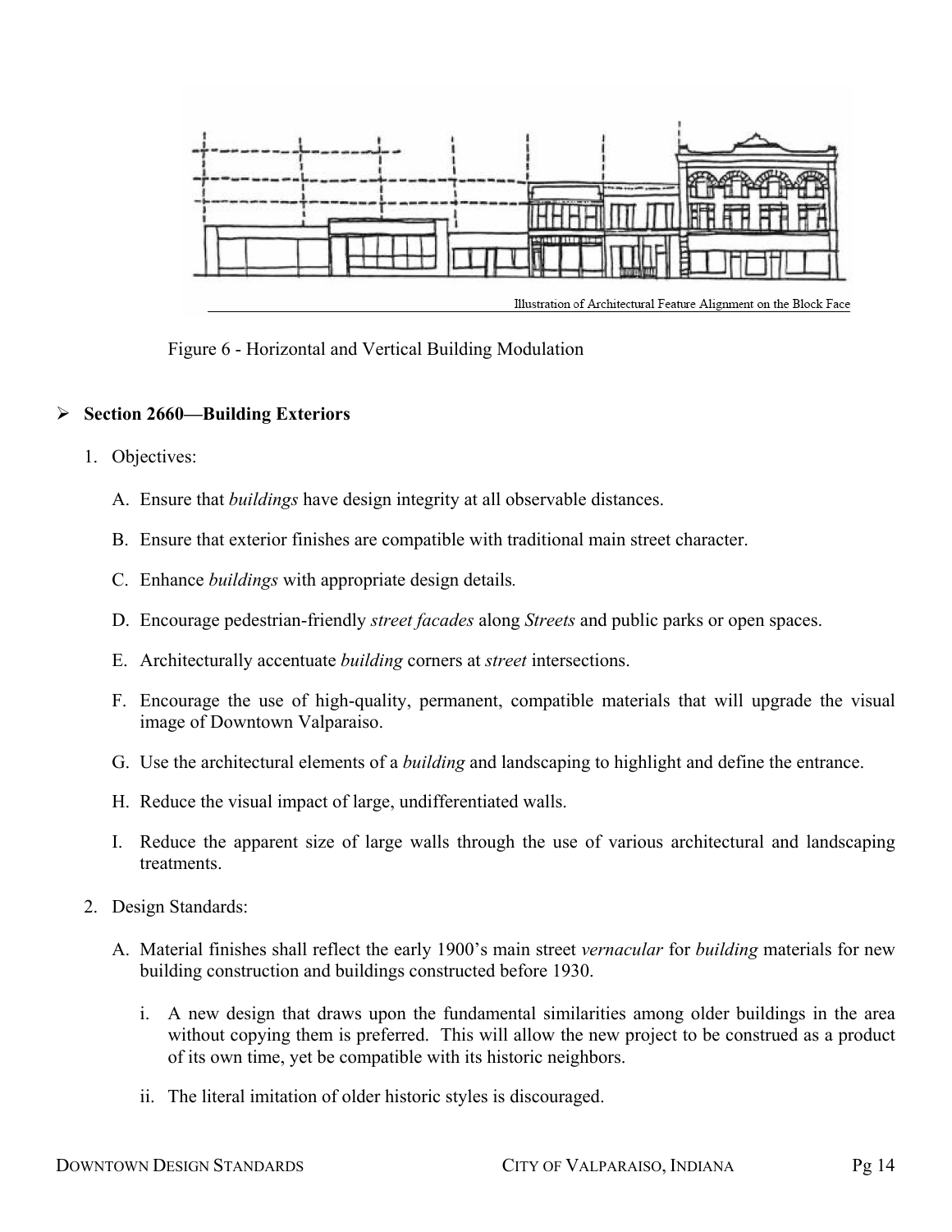Illustration of Architectural Feature Alignment on the Block Face

Figure 6 - Horizontal and Vertical Building Modulation

- **Section 2660—Building Exteriors**

1. Objectives:

   A. Ensure that *buildings* have design integrity at all observable distances.

   B. Ensure that exterior finishes are compatible with traditional main street character.

   C. Enhance *buildings* with appropriate design details.

   D. Encourage pedestrian-friendly *street facades* along *Streets* and public parks or open spaces.

   E. Architecturally accentuate *building* corners at *street* intersections.

   F. Encourage the use of high-quality, permanent, compatible materials that will upgrade the visual image of Downtown Valparaiso.

   G. Use the architectural elements of a *building* and landscaping to highlight and define the entrance.

   H. Reduce the visual impact of large, undifferentiated walls.

   I. Reduce the apparent size of large walls through the use of various architectural and landscaping treatments.

2. Design Standards:

   A. Material finishes shall reflect the early 1900's main street *vernacular* for *building* materials for new building construction and buildings constructed before 1930.

      i. A new design that draws upon the fundamental similarities among older buildings in the area without copying them is preferred. This will allow the new project to be construed as a product of its own time, yet be compatible with its historic neighbors.

      ii. The literal imitation of older historic styles is discouraged.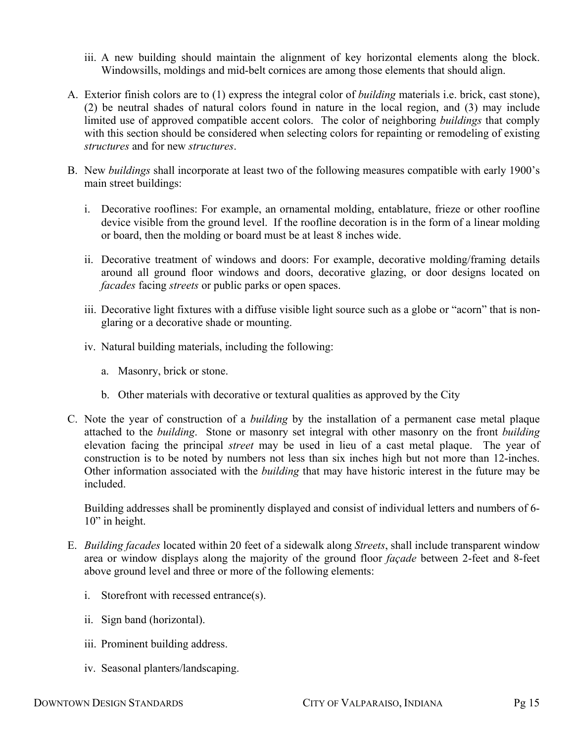iii. A new building should maintain the alignment of key horizontal elements along the block. Windowsills, moldings and mid-belt cornices are among those elements that should align.

A. Exterior finish colors are to (1) express the integral color of *building* materials i.e. brick, cast stone), (2) be neutral shades of natural colors found in nature in the local region, and (3) may include limited use of approved compatible accent colors. The color of neighboring *buildings* that comply with this section should be considered when selecting colors for repainting or remodeling of existing *structures* and for new *structures*.

B. New *buildings* shall incorporate at least two of the following measures compatible with early 1900's main street buildings:

   i. Decorative rooflines: For example, an ornamental molding, entablature, frieze or other roofline device visible from the ground level. If the roofline decoration is in the form of a linear molding or board, then the molding or board must be at least 8 inches wide.

   ii. Decorative treatment of windows and doors: For example, decorative molding/framing details around all ground floor windows and doors, decorative glazing, or door designs located on *facades* facing *streets* or public parks or open spaces.

   iii. Decorative light fixtures with a diffuse visible light source such as a globe or "acorn" that is non-glaring or a decorative shade or mounting.

   iv. Natural building materials, including the following:

      a. Masonry, brick or stone.

      b. Other materials with decorative or textural qualities as approved by the City

C. Note the year of construction of a *building* by the installation of a permanent case metal plaque attached to the *building*. Stone or masonry set integral with other masonry on the front *building* elevation facing the principal *street* may be used in lieu of a cast metal plaque. The year of construction is to be noted by numbers not less than six inches high but not more than 12-inches. Other information associated with the *building* that may have historic interest in the future may be included.

   Building addresses shall be prominently displayed and consist of individual letters and numbers of 6-10" in height.

E. *Building facades* located within 20 feet of a sidewalk along *Streets*, shall include transparent window area or window displays along the majority of the ground floor *façade* between 2-feet and 8-feet above ground level and three or more of the following elements:

   i. Storefront with recessed entrance(s).

   ii. Sign band (horizontal).

   iii. Prominent building address.

   iv. Seasonal planters/landscaping.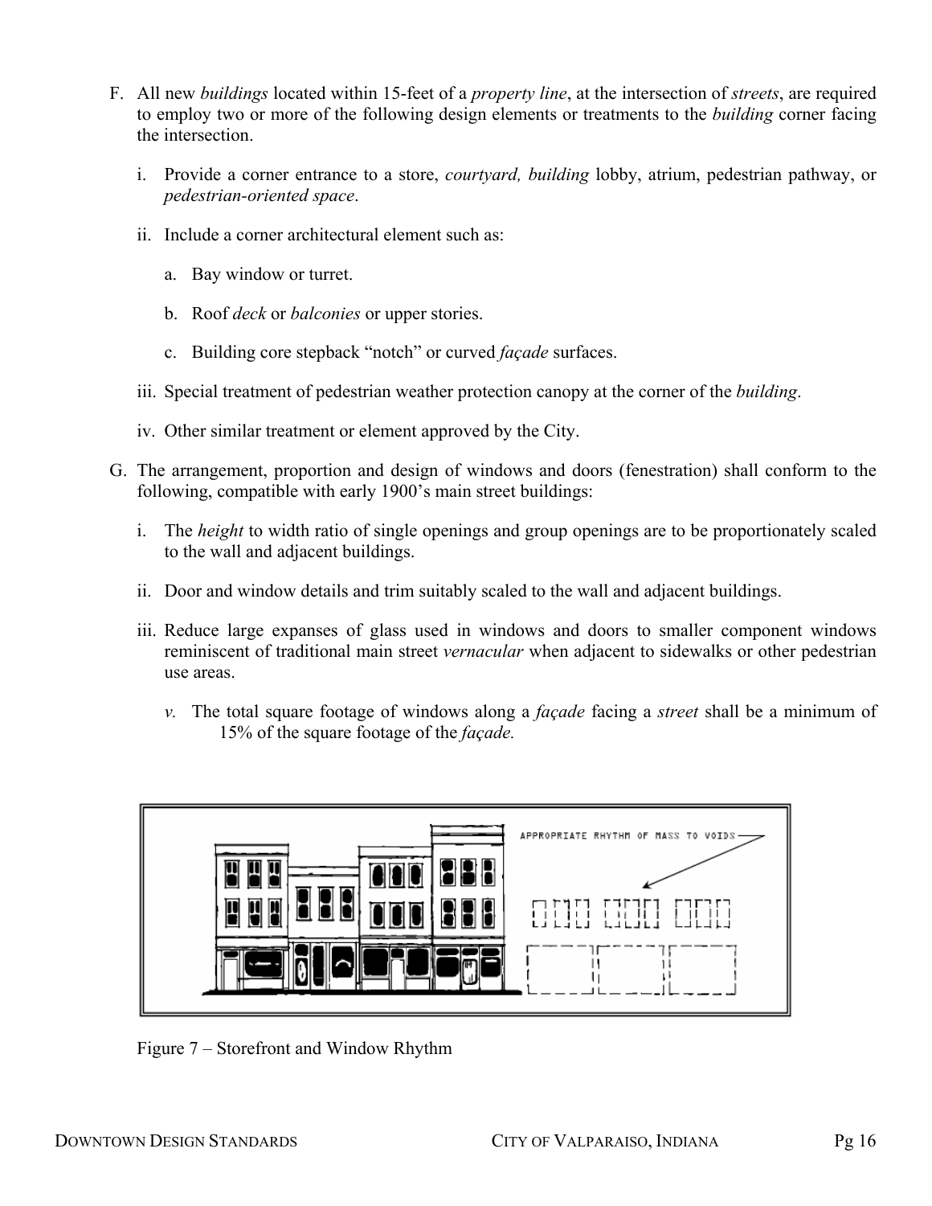F. All new *buildings* located within 15-feet of a *property line*, at the intersection of *streets*, are required to employ two or more of the following design elements or treatments to the *building* corner facing the intersection.

   i. Provide a corner entrance to a store, *courtyard, building* lobby, atrium, pedestrian pathway, or *pedestrian-oriented space*.

   ii. Include a corner architectural element such as:

      a. Bay window or turret.

      b. Roof *deck* or *balconies* or upper stories.

      c. Building core stepback "notch" or curved *façade* surfaces.

   iii. Special treatment of pedestrian weather protection canopy at the corner of the *building*.

   iv. Other similar treatment or element approved by the City.

G. The arrangement, proportion and design of windows and doors (fenestration) shall conform to the following, compatible with early 1900's main street buildings:

   i. The *height* to width ratio of single openings and group openings are to be proportionately scaled to the wall and adjacent buildings.

   ii. Door and window details and trim suitably scaled to the wall and adjacent buildings.

   iii. Reduce large expanses of glass used in windows and doors to smaller component windows reminiscent of traditional main street *vernacular* when adjacent to sidewalks or other pedestrian use areas.

      *v.* The total square footage of windows along a *façade* facing a *street* shall be a minimum of 15% of the square footage of the *façade.*

APPROPRIATE RHYTHM OF MASS TO VOIDS

Figure 7 – Storefront and Window Rhythm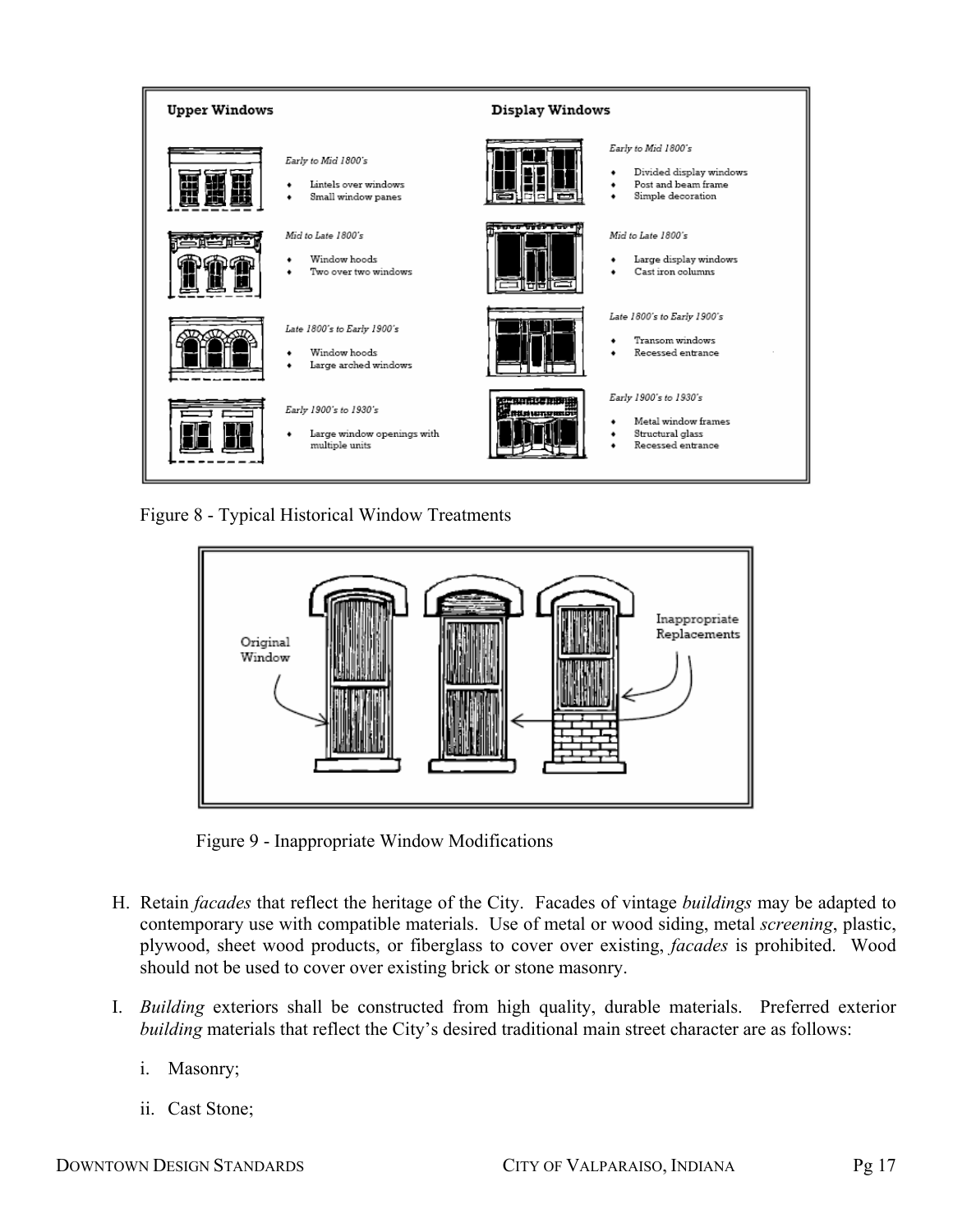**Upper Windows**

*Early to Mid 1800's*

- Lintels over windows
- Small window panes

*Mid to Late 1800's*

- Window hoods
- Two over two windows

*Late 1800's to Early 1900's*

- Window hoods
- Large arched windows

*Early 1900's to 1930's*

- Large window openings with multiple units

**Display Windows**

*Early to Mid 1800's*

- Divided display windows
- Post and beam frame
- Simple decoration

*Mid to Late 1800's*

- Large display windows
- Cast iron columns

*Late 1800's to Early 1900's*

- Transom windows
- Recessed entrance

*Early 1900's to 1930's*

- Metal window frames
- Structural glass
- Recessed entrance

Figure 8 - Typical Historical Window Treatments

Original Window

Inappropriate Replacements

Figure 9 - Inappropriate Window Modifications

H. Retain *facades* that reflect the heritage of the City. Facades of vintage *buildings* may be adapted to contemporary use with compatible materials. Use of metal or wood siding, metal *screening*, plastic, plywood, sheet wood products, or fiberglass to cover over existing, *facades* is prohibited. Wood should not be used to cover over existing brick or stone masonry.

I. *Building* exteriors shall be constructed from high quality, durable materials. Preferred exterior *building* materials that reflect the City's desired traditional main street character are as follows:

   i. Masonry;

   ii. Cast Stone;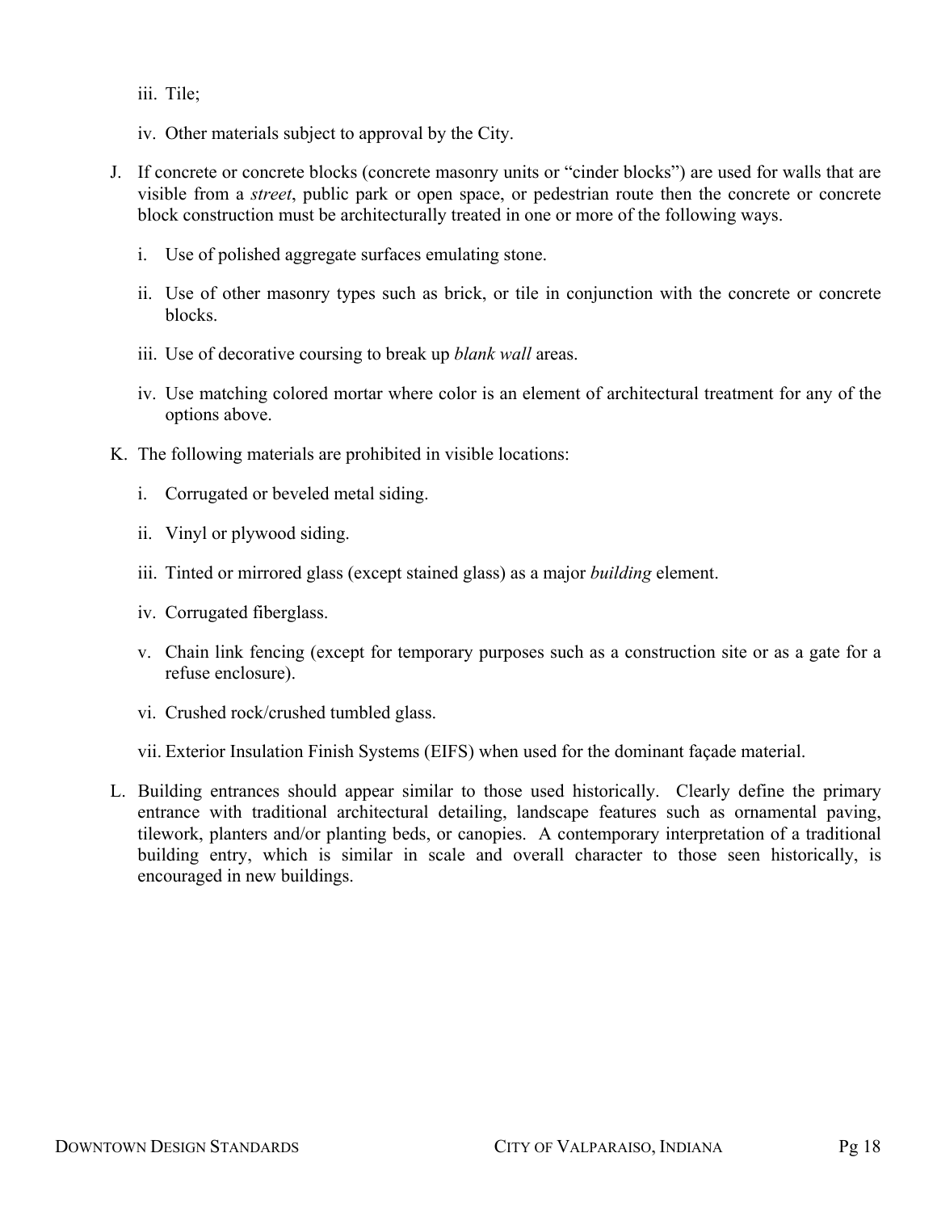iii. Tile;

iv. Other materials subject to approval by the City.

J. If concrete or concrete blocks (concrete masonry units or "cinder blocks") are used for walls that are visible from a *street*, public park or open space, or pedestrian route then the concrete or concrete block construction must be architecturally treated in one or more of the following ways.

   i. Use of polished aggregate surfaces emulating stone.

   ii. Use of other masonry types such as brick, or tile in conjunction with the concrete or concrete blocks.

   iii. Use of decorative coursing to break up *blank wall* areas.

   iv. Use matching colored mortar where color is an element of architectural treatment for any of the options above.

K. The following materials are prohibited in visible locations:

   i. Corrugated or beveled metal siding.

   ii. Vinyl or plywood siding.

   iii. Tinted or mirrored glass (except stained glass) as a major *building* element.

   iv. Corrugated fiberglass.

   v. Chain link fencing (except for temporary purposes such as a construction site or as a gate for a refuse enclosure).

   vi. Crushed rock/crushed tumbled glass.

   vii. Exterior Insulation Finish Systems (EIFS) when used for the dominant façade material.

L. Building entrances should appear similar to those used historically. Clearly define the primary entrance with traditional architectural detailing, landscape features such as ornamental paving, tilework, planters and/or planting beds, or canopies. A contemporary interpretation of a traditional building entry, which is similar in scale and overall character to those seen historically, is encouraged in new buildings.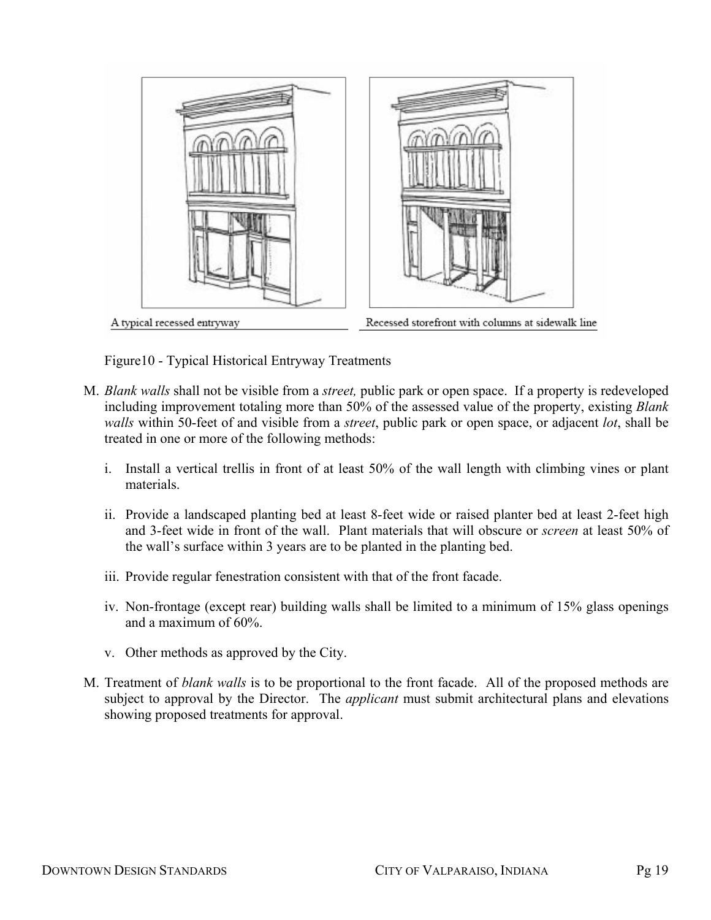A typical recessed entryway

Recessed storefront with columns at sidewalk line

Figure10 - Typical Historical Entryway Treatments

M. *Blank walls* shall not be visible from a *street,* public park or open space. If a property is redeveloped including improvement totaling more than 50% of the assessed value of the property, existing *Blank walls* within 50-feet of and visible from a *street*, public park or open space, or adjacent *lot*, shall be treated in one or more of the following methods:

   i. Install a vertical trellis in front of at least 50% of the wall length with climbing vines or plant materials.

   ii. Provide a landscaped planting bed at least 8-feet wide or raised planter bed at least 2-feet high and 3-feet wide in front of the wall. Plant materials that will obscure or *screen* at least 50% of the wall's surface within 3 years are to be planted in the planting bed.

   iii. Provide regular fenestration consistent with that of the front facade.

   iv. Non-frontage (except rear) building walls shall be limited to a minimum of 15% glass openings and a maximum of 60%.

   v. Other methods as approved by the City.

M. Treatment of *blank walls* is to be proportional to the front facade. All of the proposed methods are subject to approval by the Director. The *applicant* must submit architectural plans and elevations showing proposed treatments for approval.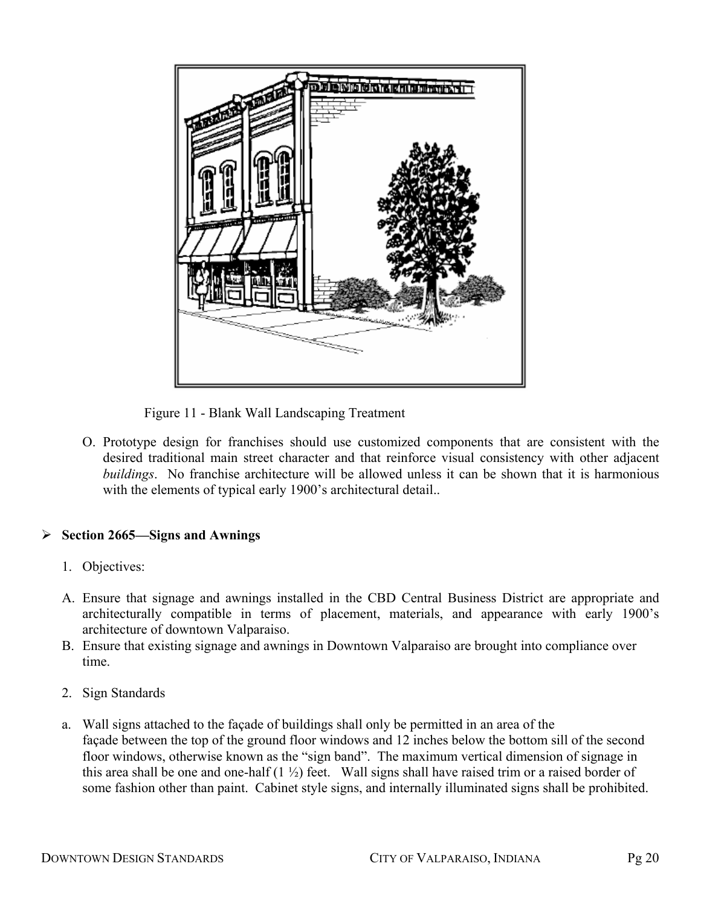Figure 11 - Blank Wall Landscaping Treatment

O. Prototype design for franchises should use customized components that are consistent with the desired traditional main street character and that reinforce visual consistency with other adjacent *buildings*. No franchise architecture will be allowed unless it can be shown that it is harmonious with the elements of typical early 1900's architectural detail..

## Section 2665—Signs and Awnings

1. Objectives:

A. Ensure that signage and awnings installed in the CBD Central Business District are appropriate and architecturally compatible in terms of placement, materials, and appearance with early 1900's architecture of downtown Valparaiso.

B. Ensure that existing signage and awnings in Downtown Valparaiso are brought into compliance over time.

2. Sign Standards

a. Wall signs attached to the façade of buildings shall only be permitted in an area of the façade between the top of the ground floor windows and 12 inches below the bottom sill of the second floor windows, otherwise known as the "sign band". The maximum vertical dimension of signage in this area shall be one and one-half (1 ½) feet. Wall signs shall have raised trim or a raised border of some fashion other than paint. Cabinet style signs, and internally illuminated signs shall be prohibited.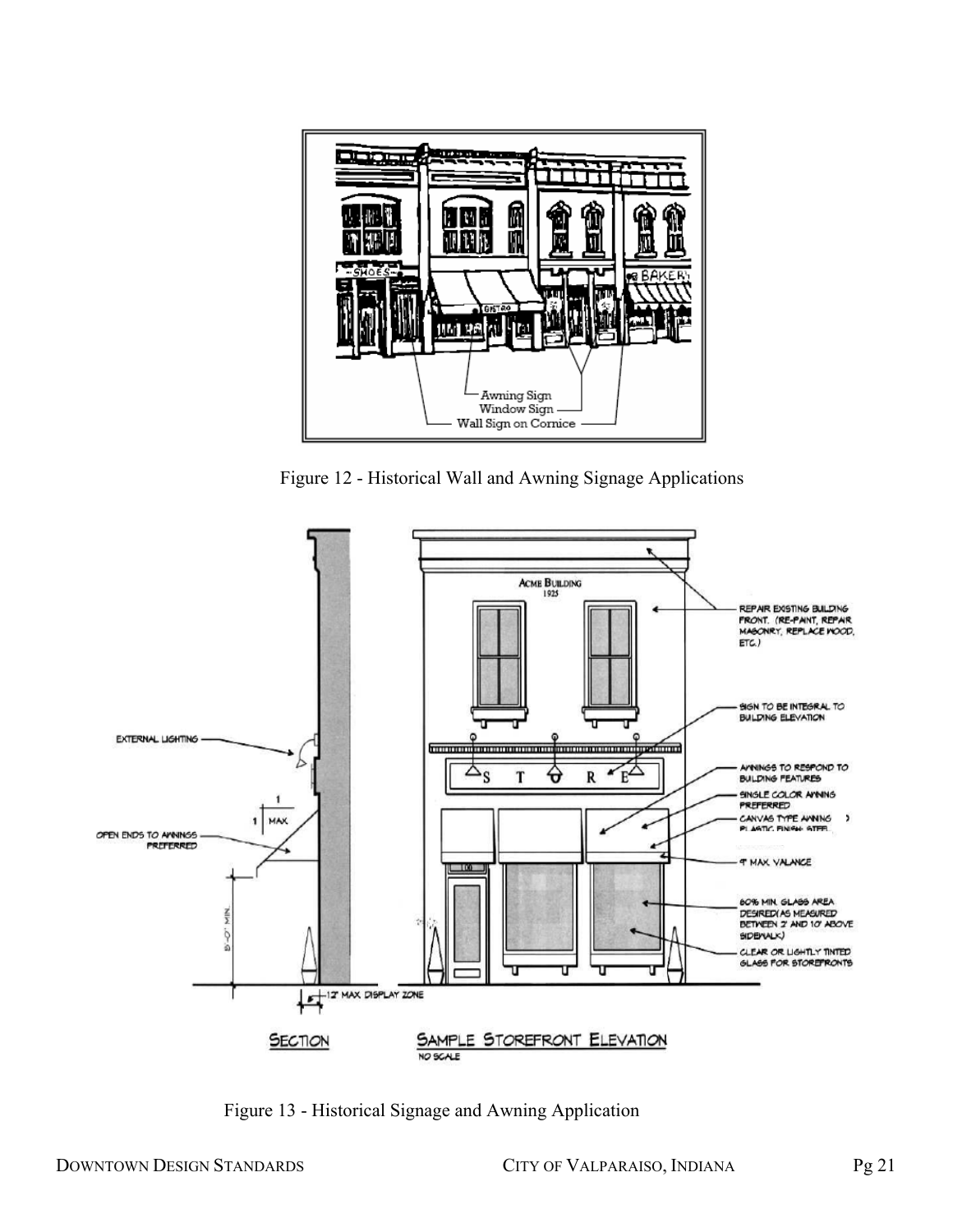Figure 12 - Historical Wall and Awning Signage Applications

Figure 13 - Historical Signage and Awning Application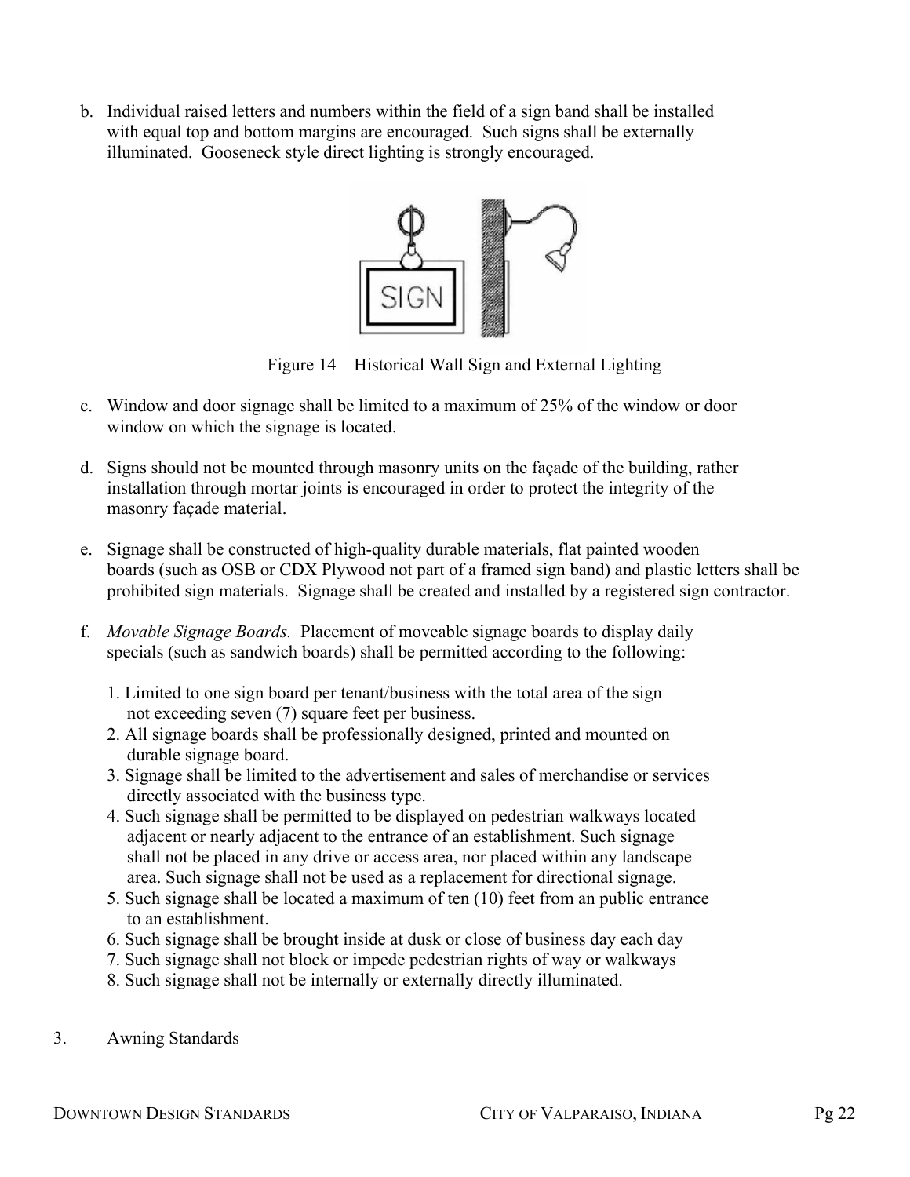b. Individual raised letters and numbers within the field of a sign band shall be installed with equal top and bottom margins are encouraged. Such signs shall be externally illuminated. Gooseneck style direct lighting is strongly encouraged.

Figure 14 – Historical Wall Sign and External Lighting

c. Window and door signage shall be limited to a maximum of 25% of the window or door window on which the signage is located.

d. Signs should not be mounted through masonry units on the façade of the building, rather installation through mortar joints is encouraged in order to protect the integrity of the masonry façade material.

e. Signage shall be constructed of high-quality durable materials, flat painted wooden boards (such as OSB or CDX Plywood not part of a framed sign band) and plastic letters shall be prohibited sign materials. Signage shall be created and installed by a registered sign contractor.

f. *Movable Signage Boards.* Placement of moveable signage boards to display daily specials (such as sandwich boards) shall be permitted according to the following:

1. Limited to one sign board per tenant/business with the total area of the sign not exceeding seven (7) square feet per business.
2. All signage boards shall be professionally designed, printed and mounted on durable signage board.
3. Signage shall be limited to the advertisement and sales of merchandise or services directly associated with the business type.
4. Such signage shall be permitted to be displayed on pedestrian walkways located adjacent or nearly adjacent to the entrance of an establishment. Such signage shall not be placed in any drive or access area, nor placed within any landscape area. Such signage shall not be used as a replacement for directional signage.
5. Such signage shall be located a maximum of ten (10) feet from an public entrance to an establishment.
6. Such signage shall be brought inside at dusk or close of business day each day
7. Such signage shall not block or impede pedestrian rights of way or walkways
8. Such signage shall not be internally or externally directly illuminated.

3. Awning Standards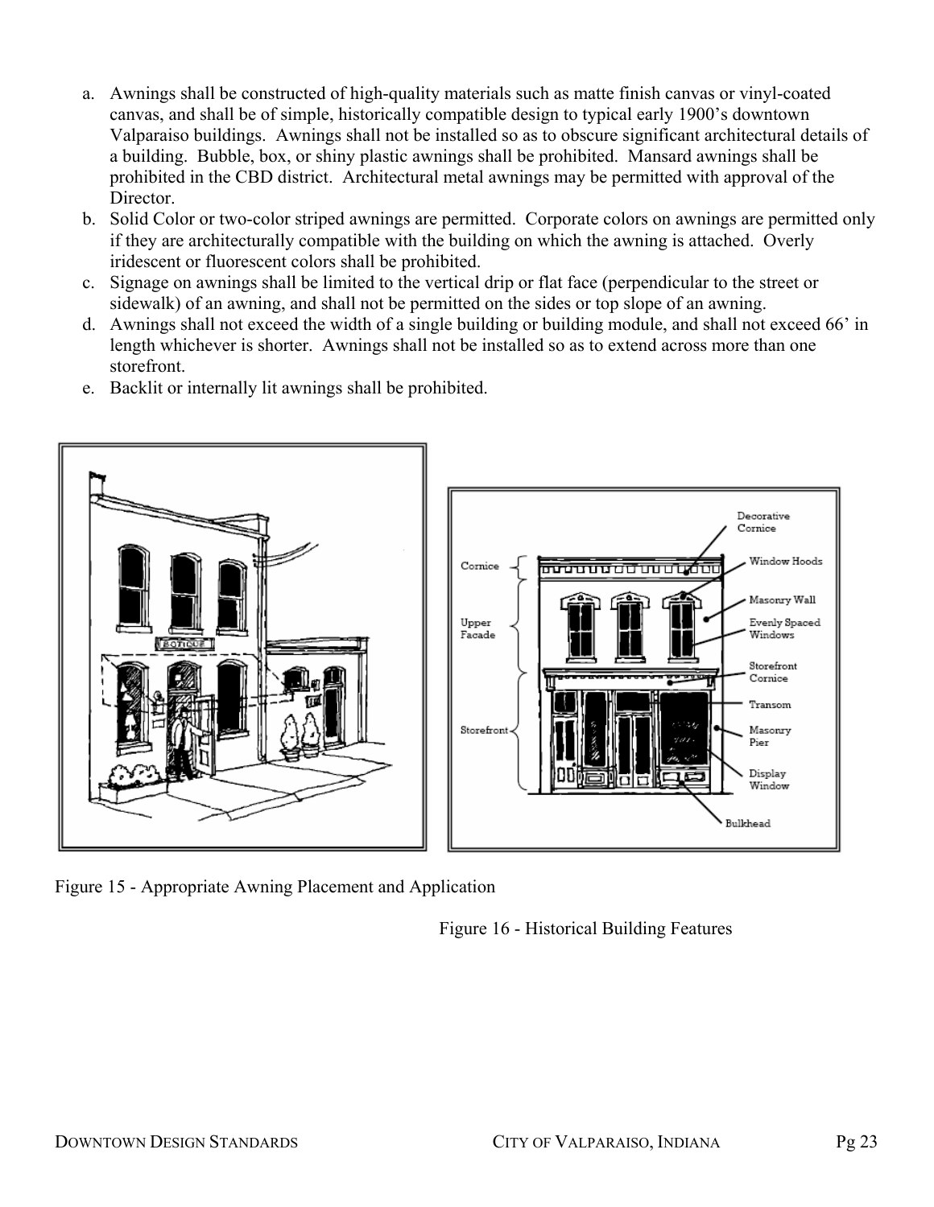a. Awnings shall be constructed of high-quality materials such as matte finish canvas or vinyl-coated canvas, and shall be of simple, historically compatible design to typical early 1900's downtown Valparaiso buildings. Awnings shall not be installed so as to obscure significant architectural details of a building. Bubble, box, or shiny plastic awnings shall be prohibited. Mansard awnings shall be prohibited in the CBD district. Architectural metal awnings may be permitted with approval of the Director.
b. Solid Color or two-color striped awnings are permitted. Corporate colors on awnings are permitted only if they are architecturally compatible with the building on which the awning is attached. Overly iridescent or fluorescent colors shall be prohibited.
c. Signage on awnings shall be limited to the vertical drip or flat face (perpendicular to the street or sidewalk) of an awning, and shall not be permitted on the sides or top slope of an awning.
d. Awnings shall not exceed the width of a single building or building module, and shall not exceed 66' in length whichever is shorter. Awnings shall not be installed so as to extend across more than one storefront.
e. Backlit or internally lit awnings shall be prohibited.

Figure 15 - Appropriate Awning Placement and Application

Figure 16 - Historical Building Features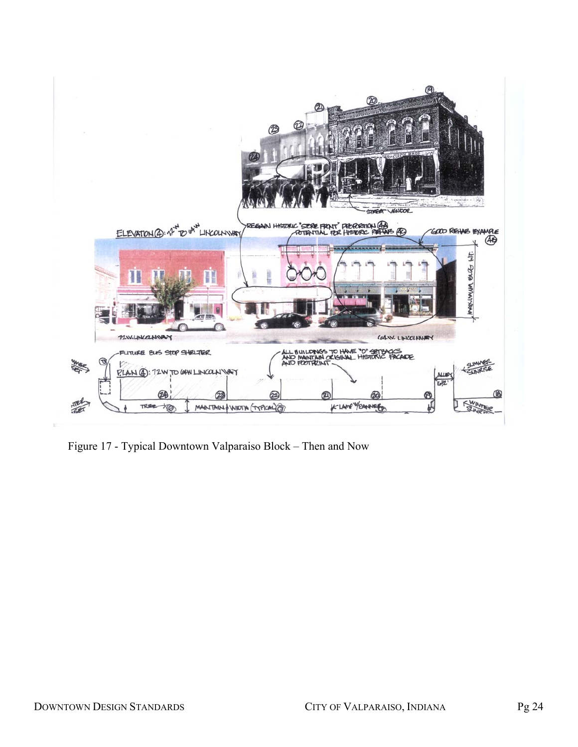Figure 17 - Typical Downtown Valparaiso Block – Then and Now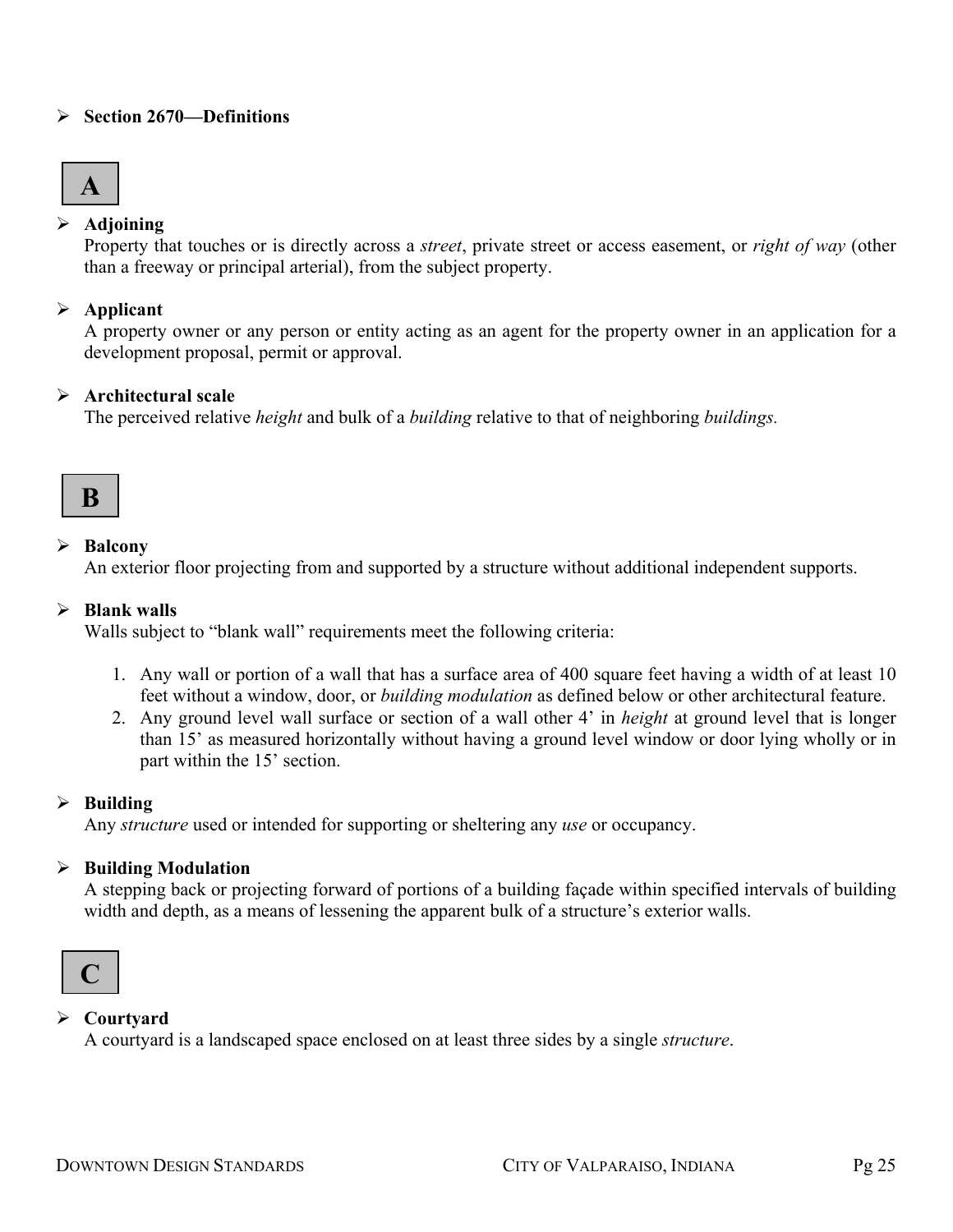## Section 2670—Definitions

### A

- **Adjoining**
  Property that touches or is directly across a *street*, private street or access easement, or *right of way* (other than a freeway or principal arterial), from the subject property.

- **Applicant**
  A property owner or any person or entity acting as an agent for the property owner in an application for a development proposal, permit or approval.

- **Architectural scale**
  The perceived relative *height* and bulk of a *building* relative to that of neighboring *buildings.*

### B

- **Balcony**
  An exterior floor projecting from and supported by a structure without additional independent supports.

- **Blank walls**
  Walls subject to "blank wall" requirements meet the following criteria:

  1. Any wall or portion of a wall that has a surface area of 400 square feet having a width of at least 10 feet without a window, door, or *building modulation* as defined below or other architectural feature.
  2. Any ground level wall surface or section of a wall other 4' in *height* at ground level that is longer than 15' as measured horizontally without having a ground level window or door lying wholly or in part within the 15' section.

- **Building**
  Any *structure* used or intended for supporting or sheltering any *use* or occupancy.

- **Building Modulation**
  A stepping back or projecting forward of portions of a building façade within specified intervals of building width and depth, as a means of lessening the apparent bulk of a structure's exterior walls.

### C

- **Courtyard**
  A courtyard is a landscaped space enclosed on at least three sides by a single *structure*.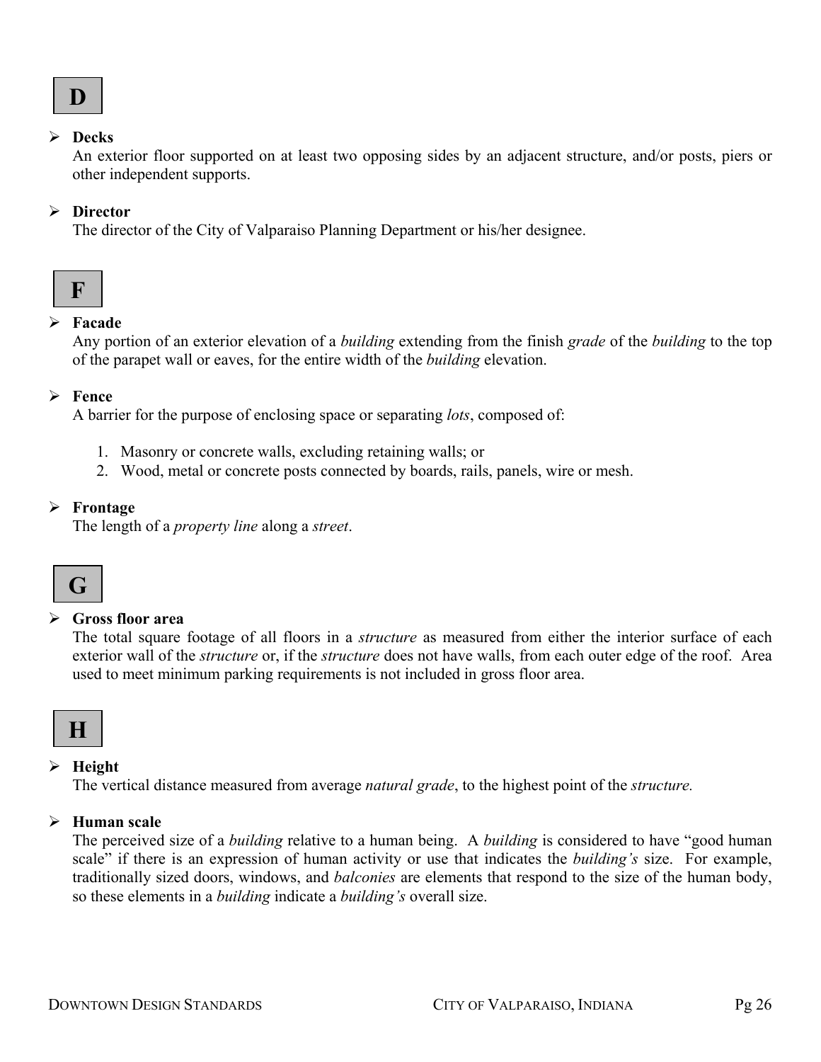## D

- **Decks**
  An exterior floor supported on at least two opposing sides by an adjacent structure, and/or posts, piers or other independent supports.

- **Director**
  The director of the City of Valparaiso Planning Department or his/her designee.

## F

- **Facade**
  Any portion of an exterior elevation of a *building* extending from the finish *grade* of the *building* to the top of the parapet wall or eaves, for the entire width of the *building* elevation.

- **Fence**
  A barrier for the purpose of enclosing space or separating *lots*, composed of:

  1. Masonry or concrete walls, excluding retaining walls; or
  2. Wood, metal or concrete posts connected by boards, rails, panels, wire or mesh.

- **Frontage**
  The length of a *property line* along a *street*.

## G

- **Gross floor area**
  The total square footage of all floors in a *structure* as measured from either the interior surface of each exterior wall of the *structure* or, if the *structure* does not have walls, from each outer edge of the roof. Area used to meet minimum parking requirements is not included in gross floor area.

## H

- **Height**
  The vertical distance measured from average *natural grade*, to the highest point of the *structure.*

- **Human scale**
  The perceived size of a *building* relative to a human being. A *building* is considered to have "good human scale" if there is an expression of human activity or use that indicates the *building's* size. For example, traditionally sized doors, windows, and *balconies* are elements that respond to the size of the human body, so these elements in a *building* indicate a *building's* overall size.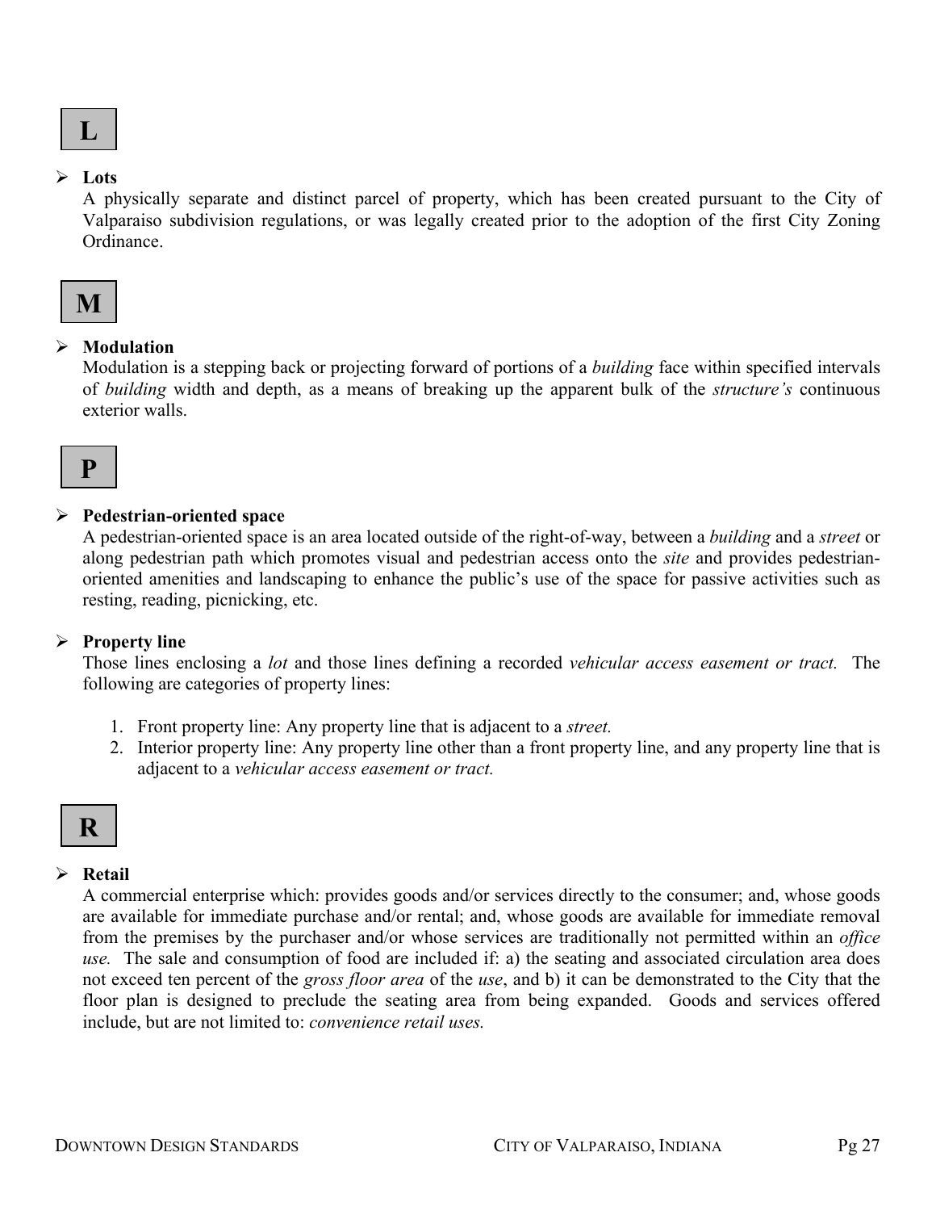## L

- **Lots**

  A physically separate and distinct parcel of property, which has been created pursuant to the City of Valparaiso subdivision regulations, or was legally created prior to the adoption of the first City Zoning Ordinance.

## M

- **Modulation**

  Modulation is a stepping back or projecting forward of portions of a *building* face within specified intervals of *building* width and depth, as a means of breaking up the apparent bulk of the *structure's* continuous exterior walls.

## P

- **Pedestrian-oriented space**

  A pedestrian-oriented space is an area located outside of the right-of-way, between a *building* and a *street* or along pedestrian path which promotes visual and pedestrian access onto the *site* and provides pedestrian-oriented amenities and landscaping to enhance the public's use of the space for passive activities such as resting, reading, picnicking, etc.

- **Property line**

  Those lines enclosing a *lot* and those lines defining a recorded *vehicular access easement or tract.* The following are categories of property lines:

  1. Front property line: Any property line that is adjacent to a *street.*
  2. Interior property line: Any property line other than a front property line, and any property line that is adjacent to a *vehicular access easement or tract.*

## R

- **Retail**

  A commercial enterprise which: provides goods and/or services directly to the consumer; and, whose goods are available for immediate purchase and/or rental; and, whose goods are available for immediate removal from the premises by the purchaser and/or whose services are traditionally not permitted within an *office use.* The sale and consumption of food are included if: a) the seating and associated circulation area does not exceed ten percent of the *gross floor area* of the *use*, and b) it can be demonstrated to the City that the floor plan is designed to preclude the seating area from being expanded. Goods and services offered include, but are not limited to: *convenience retail uses.*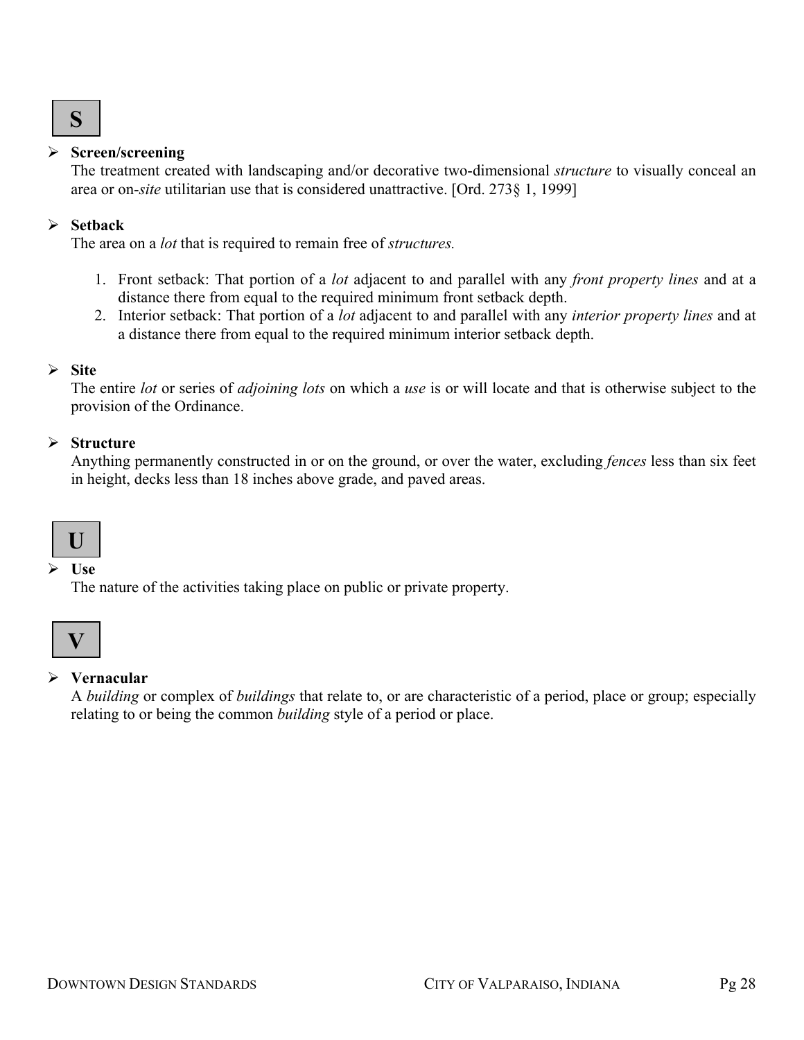## S

- **Screen/screening**
  The treatment created with landscaping and/or decorative two-dimensional *structure* to visually conceal an area or on-*site* utilitarian use that is considered unattractive. [Ord. 273§ 1, 1999]

- **Setback**
  The area on a *lot* that is required to remain free of *structures.*

  1. Front setback: That portion of a *lot* adjacent to and parallel with any *front property lines* and at a distance there from equal to the required minimum front setback depth.
  2. Interior setback: That portion of a *lot* adjacent to and parallel with any *interior property lines* and at a distance there from equal to the required minimum interior setback depth.

- **Site**
  The entire *lot* or series of *adjoining lots* on which a *use* is or will locate and that is otherwise subject to the provision of the Ordinance.

- **Structure**
  Anything permanently constructed in or on the ground, or over the water, excluding *fences* less than six feet in height, decks less than 18 inches above grade, and paved areas.

## U

- **Use**
  The nature of the activities taking place on public or private property.

## V

- **Vernacular**
  A *building* or complex of *buildings* that relate to, or are characteristic of a period, place or group; especially relating to or being the common *building* style of a period or place.